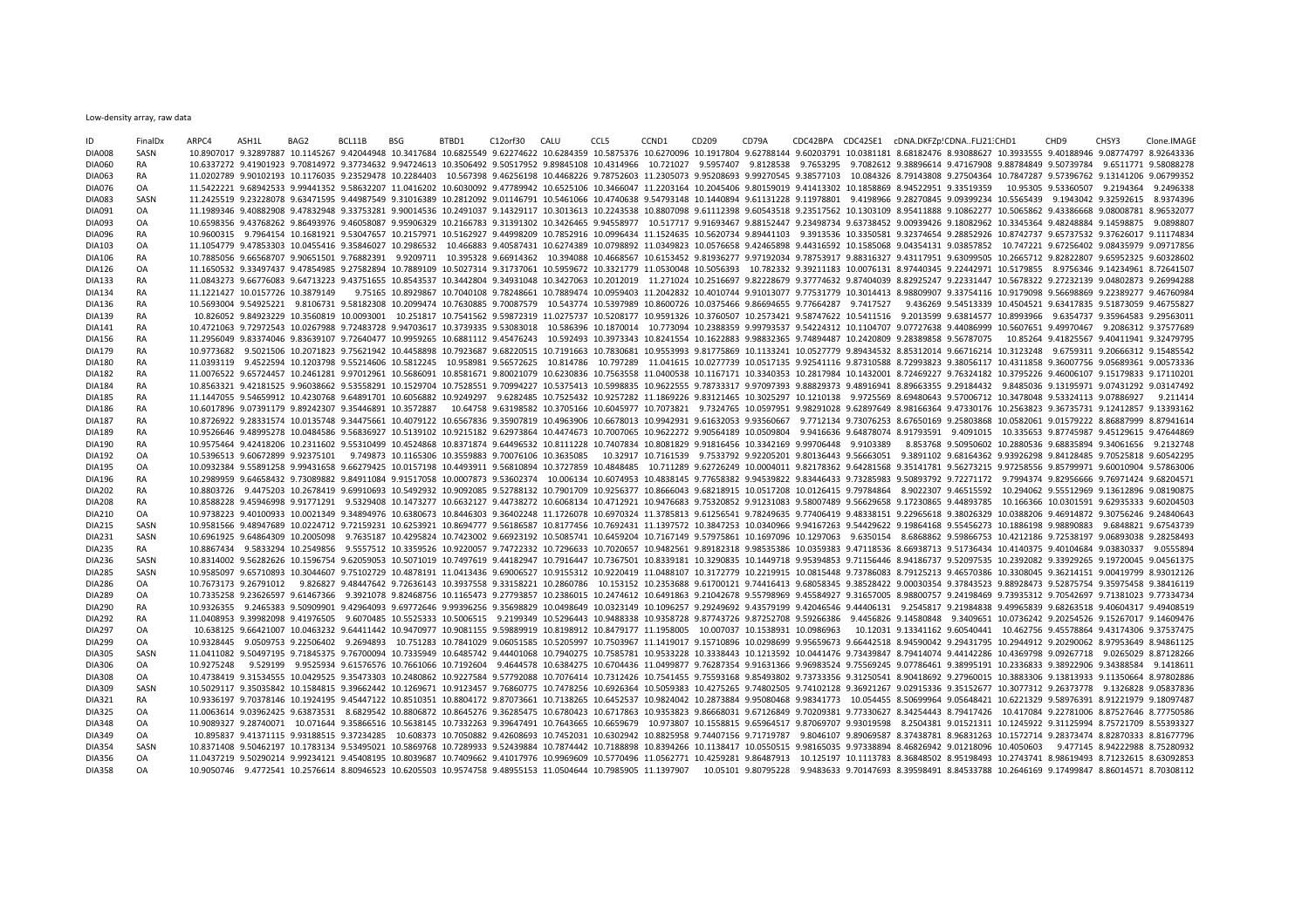Low-density array, raw data

| ID | FinalDx | ARPC4 | ASH1L | BAG2 | BCL11B | BSG | BTBD1 | C12orf30 | CALU | CCL5 | CCND1 | CD209 | CD79A | CDC42BPA | CDC42SE1 | cDNA.DKFZp | CDNA..FLJ21 | CHD1 | CHD9 | CHSY3 | Clone.IMAGE |
|---|---|---|---|---|---|---|---|---|---|---|---|---|---|---|---|---|---|---|---|---|---|
| DIA008 | SASN | 10.8907017 | 9.32897887 | 10.1145267 | 9.42044948 | 10.3417684 | 10.6825549 | 9.62274622 | 10.6284359 | 10.5875376 | 10.6270096 | 10.1917804 | 9.62788144 | 9.60203791 | 10.0381181 | 8.68182476 | 8.93088627 | 10.3933555 | 9.40188946 | 9.08774797 | 8.92643336 |
| DIA060 | RA | 10.6337272 | 9.41901923 | 9.70814972 | 9.37734632 | 9.94724613 | 10.3506492 | 9.50517952 | 9.89845108 | 10.4314966 | 10.721027 | 9.5957407 | 9.8128538 | 9.7653295 | 9.7082612 | 9.38896614 | 9.47167908 | 9.88784849 | 9.50739784 | 9.6511771 | 9.58088278 |
| DIA063 | RA | 11.0202789 | 9.90102193 | 10.1176035 | 9.23529478 | 10.2284403 | 10.567398 | 9.46256198 | 10.4468226 | 9.78752603 | 11.2305073 | 9.95208693 | 9.99270545 | 9.38577103 | 10.084326 | 8.79143808 | 9.27504364 | 10.7847287 | 9.57396762 | 9.13141206 | 9.06799352 |
| DIA076 | OA | 11.5422221 | 9.68942533 | 9.99441352 | 9.58632207 | 11.0416202 | 10.6030092 | 9.47789942 | 10.6525106 | 10.3466047 | 11.2203164 | 10.2045406 | 9.80159019 | 9.41413302 | 10.1858869 | 8.94522951 | 9.33519359 | 10.95305 | 9.53360507 | 9.2194364 | 9.2496338 |
| DIA083 | SASN | 11.2425519 | 9.23228078 | 9.63471595 | 9.44987549 | 9.31016389 | 10.2812092 | 9.01146791 | 10.5461066 | 10.4740638 | 9.54793148 | 10.1440894 | 9.61131228 | 9.11978801 | 9.4198966 | 9.28270845 | 9.09399234 | 10.5565439 | 9.1943042 | 9.32592615 | 8.9374396 |
| DIA091 | OA | 11.1989346 | 9.40882908 | 9.47832948 | 9.33753281 | 9.90014536 | 10.2491037 | 9.14329117 | 10.3013613 | 10.2243538 | 10.8807098 | 9.61112398 | 9.60543518 | 9.23517562 | 10.1303109 | 8.95411888 | 9.10862277 | 10.5065862 | 9.43386668 | 9.08008781 | 8.96532077 |
| DIA093 | OA | 10.6598356 | 9.43768262 | 9.86493976 | 9.46058087 | 9.95906329 | 10.2166783 | 9.31391302 | 10.3426465 | 9.94558977 | 10.517717 | 9.91693467 | 9.88152447 | 9.23498734 | 9.63738452 | 9.00939426 | 9.18082962 | 10.3345364 | 9.48248884 | 9.14598875 | 9.0898807 |
| DIA096 | RA | 10.9600315 | 9.7964154 | 10.1681921 | 9.53047657 | 10.2157971 | 10.5162927 | 9.44998209 | 10.7852916 | 10.0996434 | 11.1524635 | 10.5620734 | 9.89441103 | 9.3913536 | 10.3350581 | 9.32374654 | 9.28852926 | 10.8742737 | 9.65737532 | 9.37626017 | 9.11174834 |
| DIA103 | OA | 11.1054779 | 9.47853303 | 10.0455416 | 9.35846027 | 10.2986532 | 10.466883 | 9.40587431 | 10.6274389 | 10.0798892 | 11.0349823 | 10.0576658 | 9.42465898 | 9.44316592 | 10.1585068 | 9.04354131 | 9.03857852 | 10.747221 | 9.67256402 | 9.08435979 | 9.09717856 |
| DIA106 | RA | 10.7885056 | 9.66568707 | 9.90651501 | 9.76882391 | 9.9209711 | 10.395328 | 9.66914362 | 10.394088 | 10.4668567 | 10.6153452 | 9.81936277 | 9.97192034 | 9.78753917 | 9.88316327 | 9.43117951 | 9.63099505 | 10.2665712 | 9.82822807 | 9.65952325 | 9.60328602 |
| DIA126 | OA | 11.1650532 | 9.33497437 | 9.47854985 | 9.27582894 | 10.7889109 | 10.5027314 | 9.31737061 | 10.5959672 | 10.3321779 | 11.0530048 | 10.5056393 | 10.782332 | 9.39211183 | 10.0076131 | 8.97440345 | 9.22442971 | 10.5179855 | 8.9756346 | 9.14234961 | 8.72641507 |
| DIA133 | RA | 11.0843273 | 9.66776083 | 9.64713223 | 9.43751655 | 10.8543537 | 10.3442804 | 9.34931048 | 10.3427063 | 10.2012019 | 11.271024 | 10.2516697 | 9.82228679 | 9.37774632 | 9.87404039 | 8.82925247 | 9.22331447 | 10.5678322 | 9.27232139 | 9.04802873 | 9.26994288 |
| DIA134 | RA | 11.1221427 | 10.0157726 | 10.3879149 | 9.75165 | 10.8929867 | 10.7040108 | 9.78248661 | 10.7889474 | 10.0959403 | 11.2042832 | 10.4010744 | 9.91013077 | 9.77531779 | 10.3014413 | 8.98809907 | 9.33754116 | 10.9179098 | 9.56698869 | 9.22389277 | 9.46760984 |
| DIA136 | RA | 10.5693004 | 9.54925221 | 9.8106731 | 9.58182308 | 10.2099474 | 10.7630885 | 9.70087579 | 10.543774 | 10.5397989 | 10.8600726 | 10.0375466 | 9.86694655 | 9.77664287 | 9.7417527 | 9.436269 | 9.54513339 | 10.4504521 | 9.63417835 | 9.51873059 | 9.46755827 |
| DIA139 | RA | 10.826052 | 9.84923229 | 10.3560819 | 10.0093001 | 10.251817 | 10.7541562 | 9.59872319 | 11.0275737 | 10.5208177 | 10.9591326 | 10.3760507 | 10.2573421 | 9.58747622 | 10.5411516 | 9.2013599 | 9.63814577 | 10.8993966 | 9.6354737 | 9.35964583 | 9.29563011 |
| DIA141 | RA | 10.4721063 | 9.72972543 | 10.0267988 | 9.72483728 | 9.94703617 | 10.3739335 | 9.53083018 | 10.586396 | 10.1870014 | 10.773094 | 10.2388359 | 9.99793537 | 9.54224312 | 10.1104707 | 9.07727638 | 9.44086999 | 10.5607651 | 9.49970467 | 9.2086312 | 9.37577689 |
| DIA156 | RA | 11.2956049 | 9.83374046 | 9.83639107 | 9.72640477 | 10.9959265 | 10.6881112 | 9.45476243 | 10.592493 | 10.3973343 | 10.8241554 | 10.1622883 | 9.98832365 | 9.74894487 | 10.2420809 | 9.28389858 | 9.56787075 | 10.85264 | 9.41825567 | 9.40411941 | 9.32479795 |
| DIA179 | RA | 10.9773682 | 9.5021506 | 10.2071823 | 9.75621942 | 10.4458898 | 10.7923687 | 9.68220515 | 10.7191663 | 10.7830681 | 10.9553993 | 9.81775869 | 10.1133241 | 10.0527779 | 9.89434532 | 8.85312014 | 9.66716214 | 10.3123248 | 9.6759311 | 9.20666312 | 9.15485542 |
| DIA180 | RA | 11.0393119 | 9.4522594 | 10.1203798 | 9.55214606 | 10.5812245 | 10.958981 | 9.56572625 | 10.814786 | 10.797289 | 11.041615 | 10.0277739 | 10.0517135 | 9.92541116 | 9.87310588 | 8.72993823 | 9.38056117 | 10.4311858 | 9.36007756 | 9.05689361 | 9.00573336 |
| DIA182 | RA | 11.0076522 | 9.65724457 | 10.2461281 | 9.97012961 | 10.5686091 | 10.8581671 | 9.80021079 | 10.6230836 | 10.7563558 | 11.0400538 | 10.1167171 | 10.3340353 | 10.2817984 | 10.1432001 | 8.72469227 | 9.76324182 | 10.3795226 | 9.46006107 | 9.15179833 | 9.17110201 |
| DIA184 | RA | 10.8563321 | 9.42181525 | 9.96038662 | 9.53558291 | 10.1529704 | 10.7528551 | 9.70994227 | 10.5375413 | 10.5998835 | 10.9622555 | 9.78733317 | 9.97097393 | 9.88829373 | 9.48916941 | 8.89663355 | 9.29184432 | 9.8485036 | 9.13195971 | 9.07431292 | 9.03147492 |
| DIA185 | RA | 11.1447055 | 9.54659912 | 10.4230768 | 9.64891701 | 10.6056882 | 10.9249297 | 9.6282485 | 10.7525432 | 10.9257282 | 11.1869226 | 9.83121465 | 10.3025297 | 10.1210138 | 9.9725569 | 8.69480643 | 9.57006712 | 10.3478048 | 9.53324113 | 9.07886927 | 9.211414 |
| DIA186 | RA | 10.6017896 | 9.07391179 | 9.89242307 | 9.35446891 | 10.3572887 | 10.64758 | 9.63198582 | 10.3705166 | 10.6045977 | 10.7073821 | 9.7324765 | 10.0597951 | 9.98291028 | 9.62897649 | 8.98166364 | 9.47330176 | 10.2563823 | 9.36735731 | 9.12412857 | 9.13393162 |
| DIA187 | RA | 10.8726922 | 9.28331574 | 10.0135748 | 9.34475661 | 10.4079122 | 10.6567836 | 9.35907819 | 10.4963906 | 10.6678013 | 10.9942931 | 9.61632053 | 9.93560667 | 9.7712134 | 9.73076253 | 8.67650169 | 9.25803868 | 10.1058206 | 9.01579222 | 8.86887999 | 8.87941614 |
| DIA189 | RA | 10.9526646 | 9.48995278 | 10.0484586 | 9.56836927 | 10.5139102 | 10.9215182 | 9.62973864 | 10.4474673 | 10.7007065 | 10.9622272 | 9.90564189 | 10.0509804 | 9.9416636 | 9.64878074 | 8.91793591 | 9.4091015 | 10.335653 | 9.87745987 | 9.45129615 | 9.47644869 |
| DIA190 | RA | 10.9575464 | 9.42418206 | 10.2311602 | 9.55310499 | 10.4524868 | 10.8371874 | 9.64496532 | 10.8111228 | 10.7407834 | 10.8081829 | 9.91816456 | 10.3342169 | 9.99706448 | 9.9103389 | 8.853768 | 9.50950602 | 10.2880536 | 9.68835894 | 9.34061656 | 9.2132748 |
| DIA192 | OA | 10.5396513 | 9.60672899 | 9.92375101 | 9.749873 | 10.1165306 | 10.3559883 | 9.70076106 | 10.3635085 | 10.32917 | 10.7161539 | 9.7533792 | 9.92205201 | 9.80136443 | 9.56663051 | 9.3891102 | 9.68164362 | 9.93926298 | 9.84128485 | 9.70525818 | 9.60542295 |
| DIA195 | OA | 10.0932384 | 9.55891258 | 9.99431658 | 9.66279425 | 10.0157198 | 10.4493911 | 9.56810894 | 10.3727859 | 10.4848485 | 10.711289 | 9.62726249 | 10.0004011 | 9.82178362 | 9.64281568 | 9.35141781 | 9.56273215 | 9.97258556 | 9.85799971 | 9.60010904 | 9.57863006 |
| DIA196 | RA | 10.2989959 | 9.64658432 | 9.73089882 | 9.84911084 | 9.91517058 | 10.0007873 | 9.53602374 | 10.006134 | 10.6074953 | 10.4838145 | 9.77658382 | 9.94539822 | 9.83446433 | 9.73285983 | 9.50893792 | 9.72271172 | 9.7994374 | 9.82956666 | 9.76971424 | 9.68204571 |
| DIA202 | RA | 10.8803726 | 9.4475203 | 10.2678419 | 9.69910693 | 10.5492932 | 10.9092085 | 9.52788132 | 10.7901709 | 10.9256377 | 10.8666043 | 9.68218915 | 10.0517208 | 10.0126415 | 9.79784864 | 8.9022307 | 9.46515592 | 10.294062 | 9.55512969 | 9.13612896 | 9.08190875 |
| DIA208 | RA | 10.8588228 | 9.45946998 | 9.91771291 | 9.5329408 | 10.1473277 | 10.6632127 | 9.44738272 | 10.6068134 | 10.4712921 | 10.9476683 | 9.75320852 | 9.91231083 | 9.58007489 | 9.56629658 | 9.17230865 | 9.44893785 | 10.166366 | 10.0301591 | 9.62935333 | 9.60204503 |
| DIA210 | OA | 10.9738223 | 9.40100933 | 10.0021349 | 9.34894976 | 10.6380673 | 10.8446303 | 9.36402248 | 11.1726078 | 10.6970324 | 11.3785813 | 9.61256541 | 9.78249635 | 9.77406419 | 9.48338151 | 9.22965618 | 9.38026329 | 10.0388206 | 9.46914872 | 9.30756246 | 9.24840643 |
| DIA215 | SASN | 10.9581566 | 9.48947689 | 10.0224712 | 9.72159231 | 10.6253921 | 10.8694777 | 9.56186587 | 10.8177456 | 10.7692431 | 11.1397572 | 10.3847253 | 10.0340966 | 9.94167263 | 9.54429622 | 9.19864168 | 9.55456273 | 10.1886198 | 9.98890883 | 9.6848821 | 9.67543739 |
| DIA231 | SASN | 10.6961925 | 9.64864309 | 10.2005098 | 9.7635187 | 10.4295824 | 10.7423002 | 9.66923192 | 10.5085741 | 10.6459204 | 10.7167149 | 9.57975861 | 10.1697096 | 10.1297063 | 9.6350154 | 8.6868862 | 9.59866753 | 10.4212186 | 9.72538197 | 9.06893038 | 9.28258493 |
| DIA235 | RA | 10.8867434 | 9.5833294 | 10.2549856 | 9.5557512 | 10.3359526 | 10.9220057 | 9.74722332 | 10.7296633 | 10.7020657 | 10.9482561 | 9.89182318 | 9.98535386 | 10.0359383 | 9.47118536 | 8.66938713 | 9.51736434 | 10.4140375 | 9.40104684 | 9.03830337 | 9.0555894 |
| DIA236 | SASN | 10.8314002 | 9.56282626 | 10.1596754 | 9.62059053 | 10.5071019 | 10.7497619 | 9.44182947 | 10.7916447 | 10.7367501 | 10.8339181 | 10.3290835 | 10.1449718 | 9.95394853 | 9.71156446 | 8.94186737 | 9.52097535 | 10.2392082 | 9.33929265 | 9.19720045 | 9.04561375 |
| DIA285 | SASN | 10.9585097 | 9.65710893 | 10.3044607 | 9.75102729 | 10.4878191 | 11.0413436 | 9.69006527 | 10.9155312 | 10.9220419 | 11.0488107 | 10.3172779 | 10.2219915 | 10.0815448 | 9.73786083 | 8.79125213 | 9.46570386 | 10.3308045 | 9.36214151 | 9.00419799 | 8.93012126 |
| DIA286 | OA | 10.7673173 | 9.26791012 | 9.826827 | 9.48447642 | 9.72636143 | 10.3937558 | 9.33158221 | 10.2860786 | 10.153152 | 10.2353688 | 9.61700121 | 9.74416413 | 9.68058345 | 9.38528422 | 9.00030354 | 9.37843523 | 9.88928473 | 9.52875754 | 9.35975458 | 9.38416119 |
| DIA289 | OA | 10.7335258 | 9.23626597 | 9.61467366 | 9.3921078 | 9.82468756 | 10.1165473 | 9.27793857 | 10.2386015 | 10.2474612 | 10.6491863 | 9.21042678 | 9.55798969 | 9.45584927 | 9.31657005 | 8.98800757 | 9.24198469 | 9.73935312 | 9.70542697 | 9.71381023 | 9.77334734 |
| DIA290 | RA | 10.9326355 | 9.2465383 | 9.50909901 | 9.42964093 | 9.69772646 | 9.99396256 | 9.35698829 | 10.0498649 | 10.0323149 | 10.1096257 | 9.29249692 | 9.43579199 | 9.42046546 | 9.44406131 | 9.2545817 | 9.21984838 | 9.49965839 | 9.68263518 | 9.40604317 | 9.49408519 |
| DIA292 | RA | 11.0408953 | 9.39982098 | 9.41976505 | 9.6070485 | 10.5525333 | 10.5006515 | 9.2199349 | 10.5296443 | 10.9488338 | 10.9358728 | 9.87743726 | 9.87252708 | 9.59266386 | 9.4456826 | 9.14580848 | 9.3409651 | 10.0736242 | 9.20254526 | 9.15267017 | 9.14609476 |
| DIA297 | OA | 10.638125 | 9.66421007 | 10.0463232 | 9.64411442 | 10.9470977 | 10.9081155 | 9.59889919 | 10.8198912 | 10.8479177 | 11.1958005 | 10.007037 | 10.1538931 | 10.0986963 | 10.12031 | 9.13341162 | 9.60540441 | 10.462756 | 9.45578864 | 9.43174306 | 9.37537475 |
| DIA299 | OA | 10.9328445 | 9.0509753 | 9.22506402 | 9.2694893 | 10.751283 | 10.7841029 | 9.06051585 | 10.5205997 | 10.7503967 | 11.1419017 | 9.15710896 | 10.0298699 | 9.95659673 | 9.66442518 | 8.94590042 | 9.29431795 | 10.2944912 | 9.20290062 | 8.97953649 | 8.94861125 |
| DIA305 | SASN | 11.0411082 | 9.50497195 | 9.71845375 | 9.76700094 | 10.7335949 | 10.6485742 | 9.44401068 | 10.7940275 | 10.7585781 | 10.9533228 | 10.3338443 | 10.1213592 | 10.0441476 | 9.73439847 | 8.79414074 | 9.44142286 | 10.4369798 | 9.09267718 | 9.0265029 | 8.87128266 |
| DIA306 | OA | 10.9275248 | 9.529199 | 9.9525934 | 9.61576576 | 10.7661066 | 10.7192604 | 9.4644578 | 10.6384275 | 10.6704436 | 11.0499877 | 9.76287354 | 9.91631366 | 9.96983524 | 9.75569245 | 9.07786461 | 9.38995191 | 10.2336833 | 9.38922906 | 9.34388584 | 9.1418611 |
| DIA308 | OA | 10.4738419 | 9.31534555 | 10.0429525 | 9.35473303 | 10.2480862 | 10.9227584 | 9.57792088 | 10.7076414 | 10.7312426 | 10.7541455 | 9.75593168 | 9.85493802 | 9.73733356 | 9.31250541 | 8.90418692 | 9.27960015 | 10.3883306 | 9.13813933 | 9.11350664 | 8.97802886 |
| DIA309 | SASN | 10.5029117 | 9.35035842 | 10.1584815 | 9.39662442 | 10.1269671 | 10.9123457 | 9.76860775 | 10.7478256 | 10.6926364 | 10.5059383 | 10.4275265 | 9.74802505 | 9.74102128 | 9.36921267 | 9.02915336 | 9.35152677 | 10.3077312 | 9.26373778 | 9.1326828 | 9.05837836 |
| DIA321 | RA | 10.9336197 | 9.70378146 | 10.1924195 | 9.45447122 | 10.8510351 | 10.8804172 | 9.87073661 | 10.7138265 | 10.6452537 | 10.9824042 | 10.2873884 | 9.95080468 | 9.98341773 | 10.054455 | 8.50699964 | 9.05648421 | 10.6221329 | 9.58976391 | 8.91221979 | 9.18097487 |
| DIA325 | OA | 11.0063614 | 9.03962425 | 9.63873531 | 8.6829542 | 10.8806872 | 10.8645276 | 9.36285475 | 10.6780423 | 10.6717863 | 10.9353823 | 9.86668031 | 9.67126849 | 9.70209381 | 9.77330627 | 8.34254443 | 8.79417426 | 10.417084 | 9.22781006 | 8.87527646 | 8.77750586 |
| DIA348 | OA | 10.9089327 | 9.28740071 | 10.071644 | 9.35866516 | 10.5638145 | 10.7332263 | 9.39647491 | 10.7643665 | 10.6659679 | 10.973807 | 10.1558815 | 9.65964517 | 9.87069707 | 9.93019598 | 8.2504381 | 9.01521311 | 10.1245922 | 9.31125994 | 8.75721709 | 8.55393327 |
| DIA349 | OA | 10.895837 | 9.41371115 | 9.93188515 | 9.37234285 | 10.608373 | 10.7050882 | 9.42608693 | 10.7452031 | 10.6302942 | 10.8825958 | 9.74407156 | 9.71719787 | 9.8046107 | 9.89069587 | 8.37438781 | 8.96831263 | 10.1572714 | 9.28373474 | 8.82870333 | 8.81677796 |
| DIA354 | SASN | 10.8371408 | 9.50462197 | 10.1783134 | 9.53495021 | 10.5869768 | 10.7289933 | 9.52439884 | 10.7874442 | 10.7188898 | 10.8394266 | 10.1138417 | 10.0550515 | 9.98165035 | 9.97338894 | 8.46826942 | 9.01218096 | 10.4050603 | 9.477145 | 8.94222988 | 8.75280932 |
| DIA356 | OA | 11.0437219 | 9.50290214 | 9.99234121 | 9.45408195 | 10.8039687 | 10.7409662 | 9.41017976 | 10.9969609 | 10.5770496 | 11.0562771 | 10.4259281 | 9.86487913 | 10.125197 | 10.1113783 | 8.36848502 | 8.95198493 | 10.2743741 | 8.98619493 | 8.71232615 | 8.63092853 |
| DIA358 | OA | 10.9050746 | 9.4772541 | 10.2576614 | 8.80946523 | 10.6205503 | 10.9574758 | 9.48955153 | 11.0504644 | 10.7985905 | 11.1397907 | 10.05101 | 9.80795228 | 9.9483633 | 9.70147693 | 8.39598491 | 8.84533788 | 10.2646169 | 9.17499847 | 8.86014571 | 8.70308112 |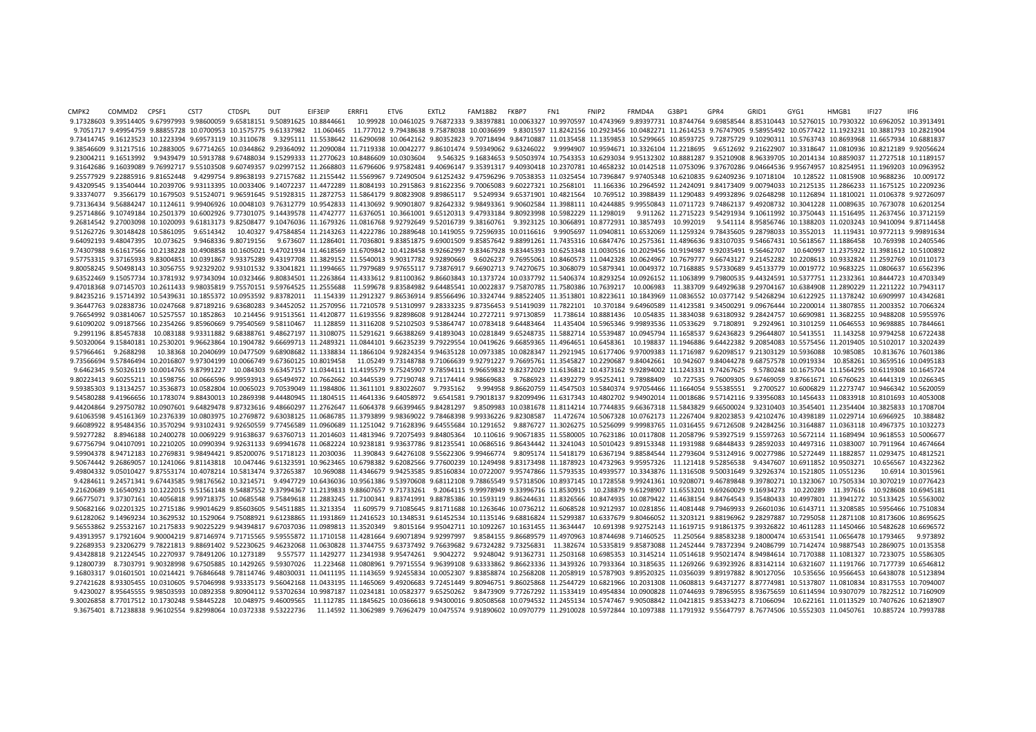| CMPK2 | COMMD2 | CPSF1 | CST7 | CTDSPL | DUT | EIF3EIP | ERRFI1 | ETV6 | EXTL2 | FAM18B2 | FKBP7 | FN1 | FNIP2 | FRMD4A | G3BP1 | GPR4 | GRID1 | GYG1 | HMGB1 | IFI27 | IFI6 |
|---|---|---|---|---|---|---|---|---|---|---|---|---|---|---|---|---|---|---|---|---|---|
| 9.17328603 | 9.39514405 | 9.67997993 | 9.98600059 | 9.65818151 | 9.50891625 | 10.8844661 | 10.99928 | 10.0461025 | 9.76872333 | 9.38397881 | 10.0063327 | 10.9970597 | 10.4743969 | 9.89397731 | 10.8744764 | 9.69858544 | 8.85310443 | 10.5276015 | 10.7930322 | 10.6962052 | 10.3913491 |
| 9.7051717 | 9.49954759 | 9.88855728 | 10.0700953 | 10.1575775 | 9.61337982 | 11.060465 | 11.777012 | 9.79438638 | 9.75878038 | 10.0036699 | 9.8301597 | 11.8242156 | 10.2923456 | 10.0482271 | 11.2614253 | 9.76747905 | 9.58955492 | 10.0577422 | 11.1923231 | 10.3881793 | 10.2821904 |
| 9.73414745 | 9.16123523 | 10.1223394 | 9.69573119 | 10.3110678 | 9.3295111 | 11.5538642 | 11.6290698 | 10.0642162 | 9.80352823 | 9.70718494 | 9.84710887 | 11.0135458 | 11.1359853 | 10.5299665 | 10.8593725 | 9.72875729 | 9.10290311 | 10.5763743 | 10.8693968 | 11.6657934 | 10.6881837 |
| 9.38546609 | 9.31217516 | 10.2883005 | 9.67714265 | 10.0344862 | 9.29364092 | 11.2090084 | 11.7119338 | 10.0042277 | 9.86101474 | 9.59349062 | 9.63246022 | 9.9994907 | 10.9594671 | 10.3326104 | 11.2218695 | 9.6512692 | 9.21622907 | 10.3318647 | 11.0810936 | 10.8212189 | 9.92056624 |
| 9.23004211 | 9.16513992 | 9.9439479 | 10.5913788 | 9.67488034 | 9.15299333 | 11.2770623 | 10.8486609 | 10.0303604 | 9.546325 | 9.16834653 | 9.50503974 | 10.7543353 | 10.6293034 | 9.95132302 | 10.8881287 | 9.35210908 | 8.96339705 | 10.2014134 | 10.8859037 | 11.2727518 | 10.1189157 |
| 9.31642686 | 9.16039089 | 9.76992717 | 9.55103508 | 9.60749357 | 9.02997152 | 11.2668803 | 11.6796606 | 9.97582481 | 9.40696147 | 9.35391317 | 9.40930418 | 10.2370781 | 10.4658232 | 10.0142518 | 11.0753096 | 9.37670286 | 9.04664536 | 9.95674957 | 10.8254951 | 11.1969203 | 10.0963952 |
| 9.25577929 | 9.22885916 | 9.81652448 | 9.4299754 | 9.89638193 | 9.27157682 | 11.2155442 | 11.5569967 | 9.72490504 | 9.61252432 | 9.47596296 | 9.70538353 | 11.0325454 | 10.7396847 | 9.97405348 | 10.6210835 | 9.62409236 | 9.10718104 | 10.128522 | 11.0815908 | 10.9688236 | 10.009172 |
| 9.43209545 | 9.13540444 | 10.2039706 | 9.93113395 | 10.0033406 | 9.14072237 | 11.4472289 | 11.8084193 | 10.2915863 | 9.81622356 | 9.70065083 | 9.60227321 | 10.2568101 | 11.166336 | 10.2964592 | 11.2424091 | 9.84173409 | 9.00794033 | 10.2125135 | 11.2866233 | 11.1675125 | 10.2209236 |
| 9.33374077 | 9.3566179 | 10.1679503 | 9.51524071 | 9.96591645 | 9.51928315 | 11.2872753 | 11.5864179 | 9.80823908 | 9.89865117 | 9.5249934 | 9.65371901 | 10.4821564 | 10.769512 | 10.3988439 | 11.1290483 | 9.49932896 | 9.02648298 | 10.1126894 | 11.1810021 | 11.0106378 | 9.92726097 |
| 9.73136434 | 9.56884247 | 10.1124611 | 9.99406926 | 10.0048103 | 9.76312779 | 10.9542833 | 11.4130692 | 9.90901807 | 9.82642332 | 9.98493361 | 9.90602584 | 11.3988111 | 10.4244885 | 9.99550843 | 11.0711723 | 9.74862137 | 9.49208732 | 10.3041228 | 11.0089635 | 10.7673078 | 10.6201254 |
| 9.25714866 | 9.10749184 | 10.2501379 | 10.6002926 | 9.77301075 | 9.14439578 | 11.4742777 | 11.6376051 | 10.3661001 | 9.65120313 | 9.47933184 | 9.80923998 | 10.5982229 | 11.1298019 | 9.911262 | 11.2715223 | 9.54291934 | 9.10611992 | 10.3750443 | 11.1516495 | 11.2637456 | 10.3712159 |
| 9.26814542 | 9.27003098 | 10.1020093 | 9.61813173 | 9.82508477 | 9.10476036 | 11.1679326 | 11.0816768 | 9.92792649 | 9.52016739 | 9.38160761 | 9.3923125 | 10.3066891 | 10.8772931 | 10.3857493 | 10.992019 | 9.541114 | 8.95856746 | 10.1388203 | 11.0203243 | 10.9410094 | 9.87114458 |
| 9.64092193 | 9.48047395 | 10.073625 | 9.9468336 | 9.80719156 | 9.673607 | 11.1286401 | 11.7036801 | 9.83851875 | 9.69001509 | 9.85857642 | 9.88991261 | 11.7435316 | 10.6847476 | 10.2575361 | 11.4896636 | 9.83107035 | 9.54667431 | 10.5618567 | 11.1886458 | 10.769398 | 10.2405546 |
| 9.74307988 | 9.61617566 | 10.2138228 | 10.4908858 | 10.1605021 | 9.47021934 | 11.4618569 | 11.6709842 | 10.4128458 | 9.92662997 | 9.83467928 | 9.83445393 | 10.6253348 | 11.0030516 | 10.2029456 | 10.9194987 | 9.92035491 | 9.56462707 | 10.640997 | 11.2375922 | 11.3981612 | 10.5100892 |
| 9.57753315 | 9.37165933 | 9.83004851 | 10.0391867 | 9.93375289 | 9.43197708 | 11.3829152 | 11.5540013 | 9.90317782 | 9.92890669 | 9.6026237 | 9.76955061 | 10.8460573 | 11.0442328 | 10.0624967 | 10.7679777 | 9.66743127 | 9.21452282 | 10.2208613 | 10.9332824 | 11.2592769 | 10.0110173 |
| 9.80058245 | 9.50498143 | 10.3056755 | 9.92329202 | 9.93101532 | 9.33041821 | 11.1994665 | 11.7979689 | 9.97655117 | 9.73876917 | 9.66902713 | 9.74270675 | 10.3068079 | 10.5879341 | 10.0049372 | 10.7168885 | 9.57330689 | 9.45133779 | 10.0019772 | 10.9683225 | 11.0806637 | 10.6562396 |
| 9.63522469 | 9.15057734 | 10.3781932 | 9.97343094 | 10.0323466 | 9.80834501 | 11.2263864 | 11.4333612 | 9.81100362 | 9.86603843 | 10.1373724 | 10.0337792 | 11.5406374 | 10.8293254 | 10.0926152 | 11.1063899 | 9.79800535 | 9.44324591 | 10.5377751 | 11.2332361 | 10.8444723 | 10.4703349 |
| 9.47018368 | 9.07145703 | 10.2611433 | 9.98035819 | 9.75570151 | 9.59764525 | 11.2555688 | 11.599678 | 9.83584982 | 9.64485541 | 10.0022837 | 9.75870785 | 11.7580386 | 10.7639217 | 10.006983 | 11.383709 | 9.64929638 | 9.29704167 | 10.6384908 | 11.2890229 | 11.2211222 | 10.7943117 |
| 9.84235216 | 9.15714392 | 10.5439631 | 10.1855372 | 10.0953592 | 9.83782011 | 11.154339 | 11.2912327 | 9.86536914 | 9.85566496 | 10.3324744 | 9.88522405 | 11.3513801 | 10.8223611 | 10.1843969 | 11.0836552 | 10.0377142 | 9.54268294 | 10.6122925 | 11.1378242 | 10.6909997 | 10.4342681 |
| 9.36447763 | 9.02838736 | 10.0247668 | 9.87189216 | 9.63680283 | 9.34452052 | 11.2570956 | 11.7210578 | 9.51310997 | 9.28333235 | 9.87356453 | 9.51419039 | 11.7822101 | 10.370184 | 9.64960589 | 11.4123581 | 9.34500291 | 9.09676444 | 10.2200014 | 11.3807855 | 11.2003352 | 10.7066324 |
| 9.76654992 | 9.03814067 | 10.5257557 | 10.1852863 | 10.214456 | 9.91513561 | 11.4120877 | 11.6193556 | 9.82898608 | 9.91284244 | 10.2727211 | 9.97130859 | 11.738614 | 10.8881436 | 10.054835 | 11.3834038 | 9.63180932 | 9.28424757 | 10.6690981 | 11.3682255 | 10.9488208 | 10.5955976 |
| 9.61090202 | 9.09187566 | 10.2354266 | 9.85960669 | 9.79540569 | 9.58110467 | 11.128859 | 11.3116208 | 9.52102503 | 9.53864747 | 10.0783418 | 9.64483464 | 11.435404 | 10.5965346 | 9.99893536 | 11.0533629 | 9.7180891 | 9.2924961 | 10.3101259 | 11.0646553 | 10.9698885 | 10.7844661 |
| 9.2991196 | 8.85457838 | 10.083188 | 9.93311882 | 9.68388761 | 9.48627197 | 11.3108075 | 11.5291621 | 9.66388269 | 9.41893043 | 10.0281849 | 9.65248735 | 11.5882714 | 10.5539487 | 10.0945794 | 11.1658537 | 9.62436823 | 9.29644807 | 10.5413551 | 11.143258 | 10.9794258 | 10.6722438 |
| 9.50320064 | 9.15840181 | 10.2530201 | 9.96623864 | 10.1904782 | 9.66699713 | 11.2489321 | 11.0844101 | 9.66235239 | 9.79229554 | 10.0419626 | 9.66859365 | 11.4964651 | 10.6458361 | 10.198837 | 11.1946886 | 9.64422382 | 9.20854083 | 10.5575456 | 11.2019405 | 10.5102017 | 10.3202439 |
| 9.57966461 | 9.2688298 | 10.38368 | 10.2040699 | 10.0477509 | 9.68908682 | 11.1338834 | 11.1866104 | 9.92824354 | 9.94635128 | 10.0973385 | 10.0828347 | 11.2921945 | 10.6177406 | 9.97009383 | 11.1716987 | 9.62098517 | 9.21303129 | 10.5936088 | 10.985085 | 10.813676 | 10.7601386 |
| 9.73566694 | 9.57846494 | 10.2016807 | 9.97304199 | 10.0066749 | 9.67360125 | 10.8019458 | 11.05249 | 9.73148788 | 9.71066639 | 9.92791227 | 9.76695761 | 11.3545827 | 10.2290687 | 9.84042661 | 10.942607 | 9.84044278 | 9.68757578 | 10.0919334 | 10.858261 | 10.3659516 | 10.0495183 |
| 9.6462345 | 9.50326119 | 10.0014765 | 9.87991227 | 10.084303 | 9.63457157 | 11.0344111 | 11.4195579 | 9.75245907 | 9.78594111 | 9.96659832 | 9.82372029 | 11.6136812 | 10.4373162 | 9.92894002 | 11.1243331 | 9.74267625 | 9.5780248 | 10.1675704 | 11.1564295 | 10.6119308 | 10.1645724 |
| 9.80223413 | 9.60255211 | 10.1598756 | 10.0666596 | 9.99593913 | 9.65494972 | 10.7662662 | 10.3445539 | 9.77190748 | 9.71174414 | 9.98669683 | 9.7686923 | 11.4392279 | 9.95252411 | 9.78988409 | 10.727535 | 9.76009305 | 9.67469059 | 9.87661671 | 10.6760623 | 10.4441319 | 10.0266345 |
| 9.59385303 | 9.13134257 | 10.3536873 | 10.0582804 | 10.0065023 | 9.70539049 | 11.1984806 | 11.3611101 | 9.83027826 | 9.7935162 | 9.994958 | 9.86620759 | 11.4547503 | 10.5840374 | 9.97054466 | 11.1664054 | 9.55385551 | 9.2700527 | 10.6006829 | 11.2273747 | 10.9466342 | 10.5620059 |
| 9.54580288 | 9.41966656 | 10.1783074 | 9.88430013 | 10.2869398 | 9.44480945 | 11.1804515 | 11.4641336 | 9.64058972 | 9.6541581 | 9.79018137 | 9.82099496 | 11.6317343 | 10.4802702 | 9.94902014 | 11.0018686 | 9.57142116 | 9.33956083 | 10.1456433 | 11.0833918 | 10.8101693 | 10.4053008 |
| 9.44204864 | 9.29750782 | 10.0907601 | 9.64829478 | 9.87323616 | 9.48660297 | 11.2762647 | 11.6064378 | 9.66399465 | 9.84281297 | 9.8509983 | 10.0381678 | 11.8114214 | 10.7744835 | 9.66367318 | 11.5843829 | 9.66500024 | 9.32310403 | 10.3545401 | 11.2354404 | 10.3825833 | 10.1708704 |
| 9.61063598 | 9.45161369 | 10.2376339 | 10.0803975 | 10.2769872 | 9.63038125 | 11.0686785 | 11.3793899 | 9.98369022 | 9.78468398 | 9.99336226 | 9.82308587 | 11.472674 | 10.5067328 | 10.0762173 | 11.2267404 | 9.82023853 | 9.42102476 | 10.4398189 | 11.0229714 | 10.6966925 | 10.388482 |
| 9.66089922 | 8.95484356 | 10.3570294 | 9.93102431 | 9.92650559 | 9.77456589 | 11.0960689 | 11.1251042 | 9.71628396 | 9.64555684 | 10.1291652 | 9.8876727 | 11.3026275 | 10.5256099 | 9.99983765 | 11.0316455 | 9.67126508 | 9.24284256 | 10.3164887 | 11.0363118 | 10.4967375 | 10.1032273 |
| 9.59277282 | 8.8946188 | 10.2400278 | 10.0069229 | 9.91638637 | 9.63760713 | 11.2014603 | 11.4813946 | 9.72075493 | 9.84805364 | 10.110616 | 9.90671835 | 11.5580005 | 10.7623186 | 10.0117808 | 11.2058796 | 9.53927519 | 9.15597263 | 10.5672114 | 11.1689494 | 10.9618553 | 10.5006677 |
| 9.67756794 | 9.04107091 | 10.2210205 | 10.0990394 | 9.92631133 | 9.69941678 | 11.0682224 | 10.9238181 | 9.93637786 | 9.81235541 | 10.0686516 | 9.86434442 | 11.3241043 | 10.5010423 | 9.89153348 | 11.1931988 | 9.68448433 | 9.28592033 | 10.4497316 | 11.0383007 | 10.7911964 | 10.4674664 |
| 9.59904378 | 8.94712183 | 10.2769831 | 9.98494421 | 9.85200076 | 9.51718123 | 11.2030036 | 11.390843 | 9.64276108 | 9.55622306 | 9.99466774 | 9.8095174 | 11.5418179 | 10.6367194 | 9.88584544 | 11.2793604 | 9.53124916 | 9.00277986 | 10.5272449 | 11.1882857 | 11.0293475 | 10.4812521 |
| 9.50674442 | 9.26869057 | 10.1241066 | 9.81143818 | 10.047446 | 9.61323591 | 10.9623465 | 10.6798382 | 9.62082566 | 9.77600239 | 10.1249498 | 9.83173498 | 11.1878923 | 10.4732963 | 9.95957326 | 11.121418 | 9.52856538 | 9.4347607 | 10.6911852 | 10.9503271 | 10.656567 | 10.4322362 |
| 9.49804332 | 9.05010427 | 9.87553174 | 10.4078214 | 10.5813474 | 9.37265387 | 10.969088 | 11.4346679 | 9.94253585 | 9.85160834 | 10.0722007 | 9.95747866 | 11.5793535 | 10.4939577 | 10.3343876 | 11.1316508 | 9.50031649 | 9.32926374 | 10.1521805 | 11.0551236 | 10.6914 | 10.3015961 |
| 9.4284611 | 9.24571341 | 9.67443585 | 9.98176562 | 10.3214571 | 9.4947729 | 10.6436036 | 10.9561386 | 9.53970608 | 9.68112108 | 9.78865549 | 9.57318506 | 10.8937145 | 10.1728558 | 9.99241361 | 10.9208071 | 9.46789848 | 9.39780271 | 10.1323067 | 10.7505334 | 10.3070219 | 10.0776423 |
| 9.21620689 | 9.16540923 | 10.1222015 | 9.51561148 | 9.54887552 | 9.37994367 | 11.2139833 | 9.88607657 | 9.71733261 | 9.2064115 | 9.99978949 | 9.33996716 | 11.8530915 | 10.238879 | 9.61298907 | 11.6553201 | 9.69260029 | 9.16934273 | 10.220289 | 11.397616 | 10.928608 | 10.6945181 |
| 9.66775071 | 9.37307161 | 10.4056818 | 9.99718375 | 10.0685548 | 9.75849618 | 11.2883245 | 11.7100341 | 9.83741991 | 9.88785386 | 10.1593119 | 9.86244631 | 11.8326566 | 10.8474935 | 10.0879422 | 11.4638154 | 9.84764543 | 9.35480433 | 10.4997801 | 11.3941272 | 10.5133425 | 10.5563002 |
| 9.50682166 | 9.02201325 | 10.2715186 | 9.99014629 | 9.85603605 | 9.54511885 | 11.3213354 | 11.609579 | 9.71085645 | 9.81711688 | 10.1263646 | 10.0736212 | 11.6068528 | 10.9212937 | 10.0281856 | 11.4081448 | 9.79469933 | 9.26601036 | 10.6143711 | 11.3208585 | 10.5956466 | 10.7510834 |
| 9.61282062 | 9.14969234 | 10.3629532 | 10.1529064 | 9.75088921 | 9.61238865 | 11.1931869 | 11.2416523 | 10.1348531 | 9.61452534 | 10.1135146 | 9.68816824 | 11.5299387 | 10.6337679 | 9.80466052 | 11.3203121 | 9.88196962 | 9.28297887 | 10.7295058 | 11.2871108 | 10.8173606 | 10.8695625 |
| 9.56553862 | 9.25532167 | 10.2175833 | 9.90225229 | 9.94394817 | 9.67037036 | 11.0989813 | 11.3520349 | 9.8015164 | 9.95042711 | 10.1092267 | 10.1631455 | 11.3634447 | 10.691398 | 9.92752143 | 11.1619715 | 9.91861375 | 9.39326822 | 10.4611283 | 11.1450466 | 10.5482628 | 10.6696572 |
| 9.43913957 | 9.17921604 | 9.90004219 | 9.87146974 | 9.71715565 | 9.59555872 | 11.1710158 | 11.4281664 | 9.69071894 | 9.92997997 | 9.8584155 | 9.86689579 | 11.4970963 | 10.8744698 | 9.71460525 | 11.250564 | 9.88583238 | 9.18000474 | 10.6531541 | 11.0656478 | 10.1793465 | 9.973892 |
| 9.22689353 | 9.23206279 | 9.78221813 | 9.88691402 | 9.52230625 | 9.46232068 | 11.0630828 | 11.3744755 | 9.63737492 | 9.76639682 | 9.67324282 | 9.73256831 | 11.382674 | 10.5335819 | 9.85873088 | 11.2452444 | 9.78372394 | 9.24086799 | 10.7142474 | 10.9887543 | 10.2869075 | 10.0135358 |
| 9.43428818 | 9.21224545 | 10.2270937 | 9.78491206 | 10.1273189 | 9.557577 | 11.1429277 | 11.2341938 | 9.95474261 | 9.9042272 | 9.9248042 | 9.91362731 | 11.2503168 | 10.6985353 | 10.3145214 | 11.0514618 | 9.95021474 | 9.84984614 | 10.7170388 | 11.1081327 | 10.7233075 | 10.5586305 |
| 9.12800739 | 8.7303791 | 9.90328998 | 9.67505885 | 10.1429265 | 9.59307026 | 11.223468 | 11.0808961 | 9.79715554 | 9.96399108 | 9.63333862 | 9.86623336 | 11.3439326 | 10.7933364 | 10.3185635 | 11.1269266 | 9.63923926 | 8.83142114 | 10.6321607 | 11.1191766 | 10.7177739 | 10.6546812 |
| 9.16803317 | 9.01601501 | 10.0214421 | 9.76846648 | 9.78114746 | 9.48030031 | 11.0411195 | 11.1143659 | 9.92455834 | 10.0052307 | 9.83858874 | 10.2568208 | 11.2058919 | 10.5787903 | 9.89520325 | 11.0356039 | 9.89197882 | 8.90127056 | 10.535656 | 10.9566453 | 10.6438078 | 10.5123894 |
| 9.27421628 | 8.93305455 | 10.0310605 | 9.57046998 | 9.93335173 | 9.56042168 | 11.0433195 | 11.1465069 | 9.49206683 | 9.72451449 | 9.80946751 | 9.86025868 | 11.2544729 | 10.6821966 | 10.2031308 | 11.0608813 | 9.64371277 | 8.87774981 | 10.5137807 | 11.0810834 | 10.8317553 | 10.7094007 |
| 9.4230027 | 8.95645555 | 9.98503593 | 10.0892358 | 9.80904112 | 9.53702634 | 10.9987187 | 11.0234181 | 10.0582377 | 9.65250262 | 9.8473909 | 9.77267292 | 11.1533419 | 10.4954834 | 10.0900828 | 11.0744693 | 9.78965955 | 8.93675659 | 10.6114594 | 10.9307079 | 10.7822512 | 10.7160909 |
| 9.30026858 | 8.77017512 | 10.1730248 | 9.58445228 | 10.048975 | 9.46009565 | 11.112785 | 11.1845625 | 10.0366618 | 9.94300016 | 9.80508568 | 10.0794532 | 11.2455134 | 10.5747467 | 9.90508842 | 11.0421815 | 9.85334273 | 8.71066094 | 10.622161 | 11.0113529 | 10.7407626 | 10.6218907 |
| 9.3675401 | 8.71238838 | 9.96102554 | 9.82998064 | 10.0372338 | 9.53222736 | 11.14592 | 11.3062989 | 9.76962479 | 10.0475574 | 9.91890602 | 10.0970779 | 11.2910028 | 10.5972844 | 10.1097388 | 11.1791932 | 9.55647797 | 8.76774506 | 10.5552303 | 11.0450761 | 10.885724 | 10.7993788 |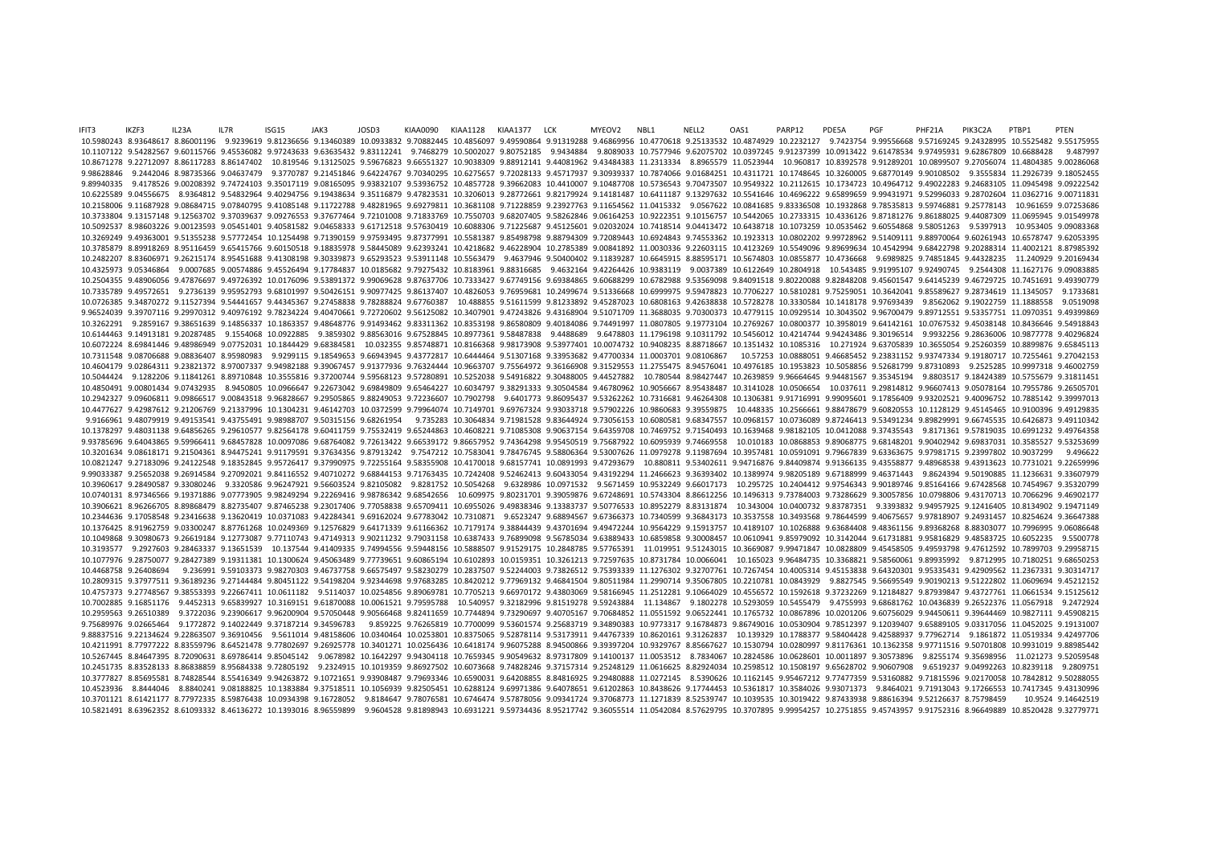| IFIT3 | IKZF3 | IL23A | IL7R | ISG15 | JAK3 | JOSD3 | KIAA0090 | KIAA1128 | KIAA1377 | LCK | MYEOV2 | NBL1 | NELL2 | OAS1 | PARP12 | PDE5A | PGF | PHF21A | PIK3C2A | PTBP1 | PTEN |
|---|---|---|---|---|---|---|---|---|---|---|---|---|---|---|---|---|---|---|---|---|---|
| 10.5980243 | 8.93648617 | 8.86001196 | 9.9239619 | 9.81236656 | 9.13460389 | 10.0933832 | 9.70882445 | 10.4856097 | 9.49590864 | 9.91319288 | 9.46869956 | 10.4770618 | 9.25133532 | 10.4874929 | 10.2232127 | 9.7423754 | 9.99556668 | 9.57169245 | 9.24328995 | 10.5525482 | 9.55175955 |
| 10.1107122 | 9.54282567 | 9.60115766 | 9.45536082 | 9.97243633 | 9.63635432 | 9.83112241 | 9.7468279 | 10.5002027 | 9.80752185 | 9.9434884 | 9.8089033 | 10.7577946 | 9.62075702 | 10.0397245 | 9.91237399 | 10.0913422 | 9.61478534 | 9.97495931 | 9.62867809 | 10.6688428 | 9.487997 |
| 10.8671278 | 9.22712097 | 8.86117283 | 8.86147402 | 10.819546 | 9.13125025 | 9.59676823 | 9.66551327 | 10.9038309 | 9.88912141 | 9.44081962 | 9.43484383 | 11.2313334 | 8.8965579 | 11.0523944 | 10.960817 | 10.8392578 | 9.91289201 | 10.0899507 | 9.27056074 | 11.4804385 | 9.00286068 |
| 9.98628846 | 9.2442046 | 8.98735366 | 9.04637479 | 9.3770787 | 9.21451846 | 9.64224767 | 9.70340295 | 10.6275657 | 9.72028133 | 9.45717937 | 9.30939337 | 10.7874066 | 9.01684251 | 10.4311721 | 10.1748645 | 10.3260005 | 9.68770149 | 9.90108502 | 9.3555834 | 11.2926739 | 9.18052455 |
| 9.89940335 | 9.4178526 | 9.00208392 | 9.74724103 | 9.35017119 | 9.08165095 | 9.93832107 | 9.53936752 | 10.4857728 | 9.39662083 | 10.4410007 | 9.10487708 | 10.5736543 | 9.70473507 | 10.9549322 | 10.2112615 | 10.1734723 | 10.4964712 | 9.49022283 | 9.24683105 | 11.0945498 | 9.09222542 |
| 10.6225589 | 9.04556675 | 8.9364812 | 9.54832964 | 9.40294756 | 9.19438634 | 9.35116879 | 9.47823531 | 10.3206013 | 9.28772661 | 9.82179924 | 9.14181487 | 10.6411187 | 9.13297632 | 10.5541646 | 10.4696222 | 9.65899659 | 9.99431971 | 9.52996033 | 9.28702604 | 11.0362716 | 9.00711831 |
| 10.2158006 | 9.11687928 | 9.08684715 | 9.07840795 | 9.41085148 | 9.11722788 | 9.48281965 | 9.69279811 | 10.3681108 | 9.71228859 | 9.23927763 | 9.11654562 | 11.0415332 | 9.0567622 | 10.0841685 | 9.83336508 | 10.1932868 | 9.78535813 | 9.59746881 | 9.25778143 | 10.961659 | 9.07253686 |
| 10.3733804 | 9.13157148 | 9.12563702 | 9.37039637 | 9.09276553 | 9.37677464 | 9.72101008 | 9.71833769 | 10.7550703 | 9.68207405 | 9.58262846 | 9.06164253 | 10.9222351 | 9.10156757 | 10.5442065 | 10.2733315 | 10.4336126 | 9.87181276 | 9.86188025 | 9.44087309 | 11.0695945 | 9.01549978 |
| 10.5092537 | 8.98603226 | 9.00123593 | 9.05451401 | 9.40581582 | 9.04658333 | 9.61712518 | 9.57630419 | 10.6088306 | 9.71225687 | 9.45125601 | 9.02032024 | 10.7418514 | 9.04413472 | 10.6438718 | 10.1073259 | 10.0535462 | 9.60554868 | 9.58051263 | 9.5397913 | 10.953405 | 9.09083368 |
| 10.3269249 | 9.49363001 | 9.51355238 | 9.57772454 | 10.1254498 | 9.71390159 | 9.97593495 | 9.87377991 | 10.5581387 | 9.85498798 | 9.88794309 | 9.72089443 | 10.6924843 | 9.74553362 | 10.1923313 | 10.0802202 | 9.99728962 | 9.51409111 | 9.88970064 | 9.60261943 | 10.6578747 | 9.62053395 |
| 10.3785879 | 8.89918269 | 8.95116459 | 9.65415766 | 9.60150518 | 9.18835978 | 9.58445089 | 9.62393241 | 10.4218682 | 9.46228904 | 10.2785389 | 9.00841892 | 11.0030336 | 9.22603115 | 10.4123269 | 10.5549096 | 9.89699634 | 10.4542994 | 9.68422798 | 9.20288314 | 11.4002121 | 8.87985392 |
| 10.2482207 | 8.83606971 | 9.26215174 | 8.95451688 | 9.41308198 | 9.30339873 | 9.65293523 | 9.53911148 | 10.5563479 | 9.4637946 | 9.50400402 | 9.11839287 | 10.6645915 | 8.88595171 | 10.5674803 | 10.0855877 | 10.4736668 | 9.6989825 | 9.74851845 | 9.44328235 | 11.240929 | 9.20169434 |
| 10.2504355 | 9.48906056 | 9.47876697 | 9.49726392 | 10.0176096 | 9.53891372 | 9.99069628 | 9.87637706 | 10.7333427 | 9.67749156 | 9.69384865 | 9.60688299 | 10.6782988 | 9.53569098 | 9.84091518 | 9.80220088 | 9.82848208 | 9.45601547 | 9.64145239 | 9.46729725 | 10.7451691 | 9.49390779 |
| 10.7335789 | 9.49572651 | 9.2736139 | 9.95952793 | 9.68101997 | 9.50426151 | 9.90977425 | 9.86137407 | 10.4826053 | 9.76959681 | 10.2499674 | 9.51336668 | 10.6999975 | 9.59478823 | 10.7706227 | 10.5810281 | 9.75259051 | 10.3642041 | 9.85589627 | 9.28734619 | 11.1345057 | 9.1733681 |
| 10.0726385 | 9.34870272 | 9.11527394 | 9.54441657 | 9.44345367 | 9.27458838 | 9.78288824 | 9.67760387 | 10.488855 | 9.51611599 | 9.81233892 | 9.45287023 | 10.6808163 | 9.42638838 | 10.5728278 | 10.3330584 | 10.1418178 | 9.97693439 | 9.8562062 | 9.19022759 | 11.1888558 | 9.0519098 |
| 9.96524039 | 9.39707116 | 9.29970312 | 9.40976192 | 9.78234224 | 9.40470661 | 9.72720602 | 9.56125082 | 10.3407901 | 9.47243826 | 9.43168904 | 9.51071709 | 11.3688035 | 9.70300373 | 10.4779115 | 10.0929514 | 10.3043502 | 9.96700479 | 9.89712551 | 9.53357751 | 11.0970351 | 9.49399869 |
| 10.3262291 | 9.2859167 | 9.38651639 | 9.14856337 | 10.1863357 | 9.48648776 | 9.91493462 | 9.83311362 | 10.8353198 | 9.86580809 | 9.40184086 | 9.74491997 | 11.0807805 | 9.19773104 | 10.2769267 | 10.0800377 | 10.3958019 | 9.64142161 | 10.0767532 | 9.45038148 | 10.8436646 | 9.54918843 |
| 10.6144463 | 9.14913181 | 9.20287485 | 9.1554068 | 10.0922885 | 9.3859302 | 9.88563016 | 9.67528845 | 10.8977361 | 9.58487838 | 9.4488689 | 9.6478803 | 11.1796198 | 9.10311792 | 10.5456012 | 10.4214744 | 9.94243486 | 9.30196514 | 9.9932256 | 9.28636006 | 10.9877778 | 9.40296824 |
| 10.6072224 | 8.69841446 | 9.48986949 | 9.07752031 | 10.1844429 | 9.68384581 | 10.032355 | 9.85748871 | 10.8166368 | 9.98173908 | 9.53977401 | 10.0074732 | 10.9408235 | 8.88718667 | 10.1351432 | 10.1085316 | 10.271924 | 9.63705839 | 10.3655054 | 9.25260159 | 10.8899876 | 9.65845113 |
| 10.7311548 | 9.08706688 | 9.08836407 | 8.95980983 | 9.9299115 | 9.18549653 | 9.66943945 | 9.43772817 | 10.6444464 | 9.51307168 | 9.33953682 | 9.47700334 | 11.0003701 | 9.08106867 | 10.57253 | 10.0888051 | 9.46685452 | 9.23831152 | 9.93747334 | 9.19180717 | 10.7255461 | 9.27042153 |
| 10.4604179 | 9.02864311 | 9.23821372 | 8.97007337 | 9.94982188 | 9.39067457 | 9.91377936 | 9.76324444 | 10.9663707 | 9.75564972 | 9.36166908 | 9.31529553 | 11.2755475 | 8.94576041 | 10.4976185 | 10.1953823 | 10.5058856 | 9.52681799 | 9.87310893 | 9.2525285 | 10.9997318 | 9.46002759 |
| 10.5044424 | 9.1282206 | 9.11841261 | 8.89710848 | 10.3555816 | 9.37200744 | 9.59568123 | 9.57280891 | 10.5252038 | 9.54916822 | 9.30488005 | 9.44527882 | 10.780544 | 8.98427447 | 10.2639859 | 9.96664645 | 9.94481567 | 9.35345194 | 9.8803517 | 9.18424389 | 10.5755679 | 9.31811451 |
| 10.4850491 | 9.00801434 | 9.07432935 | 8.9450805 | 10.0966647 | 9.22673042 | 9.69849809 | 9.65464227 | 10.6034797 | 9.38291333 | 9.30504584 | 9.46780962 | 10.9056667 | 8.95438487 | 10.3141028 | 10.0506654 | 10.037611 | 9.29814812 | 9.96607413 | 9.05078164 | 10.7955786 | 9.26505701 |
| 10.2942327 | 9.09606811 | 9.09866517 | 9.00843518 | 9.96828667 | 9.29505865 | 9.88249053 | 9.72236607 | 10.7902798 | 9.6401773 | 9.86095437 | 9.53262262 | 10.7316681 | 9.46264308 | 10.1306381 | 9.91716991 | 9.99095601 | 9.17856409 | 9.93202521 | 9.40096752 | 10.7885142 | 9.39997013 |
| 10.4477627 | 9.42987612 | 9.21206769 | 9.21337996 | 10.1304231 | 9.46142703 | 10.0372599 | 9.79964074 | 10.7149701 | 9.69767324 | 9.93033718 | 9.57902226 | 10.9860683 | 9.39559875 | 10.448335 | 10.2566661 | 9.88478679 | 9.60820553 | 10.1128129 | 9.45145465 | 10.9100396 | 9.49129835 |
| 9.9166961 | 9.48079919 | 9.49153541 | 9.43755491 | 9.98988707 | 9.50315156 | 9.68261954 | 9.735283 | 10.3064834 | 9.71981528 | 9.83644924 | 9.73056153 | 10.6080581 | 9.68347557 | 10.0968157 | 10.0736089 | 9.87246413 | 9.53491234 | 9.89829991 | 9.66745535 | 10.6426873 | 9.49110342 |
| 10.1378297 | 9.48031138 | 9.64856265 | 9.29610577 | 9.82564178 | 9.60411759 | 9.75532419 | 9.65244863 | 10.4608221 | 9.71085308 | 9.90637154 | 9.64359708 | 10.7469752 | 9.71540493 | 10.1639468 | 9.98182105 | 10.0412088 | 9.37435543 | 9.8171361 | 9.57819035 | 10.6991232 | 9.49764358 |
| 9.93785696 | 9.64043865 | 9.59966411 | 9.68457828 | 10.0097086 | 9.68764082 | 9.72613422 | 9.66539172 | 9.86657952 | 9.74364298 | 9.95450519 | 9.75687922 | 10.6095939 | 9.74669558 | 10.010183 | 10.0868853 | 9.89068775 | 9.68148201 | 9.90402942 | 9.69837031 | 10.3585527 | 9.53253699 |
| 10.3201634 | 9.08618171 | 9.21504361 | 8.94475241 | 9.91179591 | 9.37634356 | 9.87913242 | 9.7547212 | 9.7583041 | 9.78476745 | 9.58806364 | 9.53007626 | 11.0979278 | 9.11987694 | 10.3957481 | 10.0591091 | 9.79667839 | 9.63363675 | 9.97981715 | 9.23997802 | 10.9037299 | 9.496622 |
| 10.0821247 | 9.27183096 | 9.24122548 | 9.18352845 | 9.95726417 | 9.37990975 | 9.72255164 | 9.58355908 | 10.4170018 | 9.68157741 | 10.0891993 | 9.47293679 | 10.880811 | 9.53402611 | 9.94716876 | 9.84409874 | 9.91366135 | 9.43558877 | 9.48968538 | 9.43913623 | 10.7731021 | 9.22659996 |
| 9.99033387 | 9.25652038 | 9.26914584 | 9.27092021 | 9.84116552 | 9.40710272 | 9.68844153 | 9.71763435 | 10.7242408 | 9.52462413 | 9.60433054 | 9.43192294 | 11.2466623 | 9.36393402 | 10.1389974 | 9.98205189 | 9.67188999 | 9.46371443 | 9.8624394 | 9.50190885 | 11.1236631 | 9.33607979 |
| 10.3960617 | 9.28490587 | 9.33080246 | 9.3320586 | 9.96247921 | 9.56603524 | 9.82105082 | 9.8281752 | 10.5054268 | 9.6328986 | 10.0971532 | 9.5671459 | 10.9532249 | 9.66017173 | 10.295725 | 10.2404412 | 9.97546343 | 9.90189746 | 9.85164166 | 9.67428568 | 10.7454967 | 9.35320799 |
| 10.0740131 | 8.97346566 | 9.19371886 | 9.07773905 | 9.98249294 | 9.22269416 | 9.98786342 | 9.68542656 | 10.609975 | 9.80231701 | 9.39059876 | 9.67248691 | 11.5743304 | 8.86612256 | 10.1496313 | 9.73784003 | 9.73286629 | 9.30057856 | 10.0798806 | 9.43170713 | 10.7066296 | 9.46902177 |
| 10.3906621 | 8.96266705 | 8.89868479 | 8.82735407 | 9.87465238 | 9.23017406 | 9.77058838 | 9.65709411 | 10.6955026 | 9.49838346 | 9.13383737 | 9.50776533 | 10.8952279 | 8.83131874 | 10.343004 | 10.0400732 | 9.83787351 | 9.3393832 | 9.94957925 | 9.12416405 | 10.8134902 | 9.19471149 |
| 10.2344636 | 9.17058548 | 9.23416638 | 9.13620419 | 10.0371083 | 9.42284341 | 9.69162024 | 9.67783042 | 10.7310871 | 9.6523247 | 9.68894567 | 9.67366373 | 10.7340599 | 9.36843173 | 10.3537558 | 10.3493568 | 9.78644599 | 9.40675657 | 9.97818907 | 9.24931457 | 10.8254624 | 9.36647388 |
| 10.1376425 | 8.91962759 | 9.03300247 | 8.87761268 | 10.0249369 | 9.12576829 | 9.64171339 | 9.61166362 | 10.7179174 | 9.38844439 | 9.43701694 | 9.49472244 | 10.9564229 | 9.15913757 | 10.4189107 | 10.1026888 | 9.63684408 | 9.48361156 | 9.89368268 | 8.88303077 | 10.7996995 | 9.06086648 |
| 10.1049868 | 9.30980673 | 9.26619184 | 9.12773087 | 9.77110743 | 9.47149313 | 9.90211232 | 9.79031158 | 10.6387433 | 9.76899098 | 9.56785034 | 9.63889433 | 10.6859858 | 9.30008457 | 10.0610941 | 9.85979092 | 10.3142044 | 9.61731881 | 9.95816829 | 9.48583725 | 10.6052235 | 9.5500778 |
| 10.3193577 | 9.2927603 | 9.28463337 | 9.13651539 | 10.137544 | 9.41409335 | 9.74994556 | 9.59448156 | 10.5888507 | 9.91529175 | 10.2848785 | 9.57765391 | 11.019951 | 9.51243015 | 10.3669087 | 9.99471847 | 10.0828809 | 9.45458505 | 9.49593798 | 9.47612592 | 10.7899703 | 9.29958715 |
| 10.1077976 | 9.28750077 | 9.28427389 | 9.19311381 | 10.1300624 | 9.45063489 | 9.77739651 | 9.60865194 | 10.6102893 | 10.0159351 | 10.3261213 | 9.72597635 | 10.8731784 | 10.0066041 | 10.165023 | 9.96484735 | 10.3368821 | 9.58560061 | 9.89935992 | 9.8712995 | 10.7180251 | 9.68650253 |
| 10.4468758 | 9.26408694 | 9.236991 | 9.59103373 | 9.98270303 | 9.46737758 | 9.66575497 | 9.58230279 | 10.2837507 | 9.52244003 | 9.73826512 | 9.75393339 | 11.1276302 | 9.32707761 | 10.7267454 | 10.4005314 | 9.45153838 | 9.64320301 | 9.95335431 | 9.42909562 | 11.2367331 | 9.30314717 |
| 10.2809315 | 9.37977511 | 9.36189236 | 9.27144484 | 9.80451122 | 9.54198204 | 9.92344698 | 9.97683285 | 10.8420212 | 9.77969132 | 9.46841504 | 9.80511984 | 11.2990714 | 9.35067805 | 10.2210781 | 10.0843929 | 9.8827545 | 9.56695549 | 9.90190213 | 9.51222802 | 11.0609694 | 9.45212152 |
| 10.4757373 | 9.27748567 | 9.38553393 | 9.22667411 | 10.0611182 | 9.5114037 | 10.0254856 | 9.89069781 | 10.7705213 | 9.66970172 | 9.43803069 | 9.58166945 | 11.2512281 | 9.10664029 | 10.4556572 | 10.1592618 | 9.37232269 | 9.12184827 | 9.87939847 | 9.43727761 | 11.0661534 | 9.15125612 |
| 10.7002885 | 9.16851176 | 9.4452313 | 9.65839927 | 10.3169151 | 9.61870088 | 10.0061521 | 9.79595788 | 10.540957 | 9.32182996 | 9.81519278 | 9.59243884 | 11.134867 | 9.1802278 | 10.5293059 | 10.5455479 | 9.4755993 | 9.68681762 | 10.0436839 | 9.26522376 | 11.0567918 | 9.2472924 |
| 10.2959563 | 9.26510389 | 9.3722036 | 9.23906617 | 9.96200904 | 9.57050448 | 9.90566468 | 9.82411659 | 10.7744894 | 9.73290697 | 9.40705167 | 9.70684852 | 11.0551592 | 9.06522441 | 10.1765732 | 10.0867896 | 10.0201206 | 9.60756029 | 9.94450611 | 9.39644469 | 10.9827111 | 9.45908215 |
| 9.75689976 | 9.02665464 | 9.1772872 | 9.14022449 | 9.37187214 | 9.34596783 | 9.859225 | 9.76265819 | 10.7700099 | 9.53601574 | 9.25683719 | 9.34890383 | 10.9773317 | 9.16784873 | 9.86749016 | 10.0530904 | 9.78512397 | 9.12039407 | 9.65889105 | 9.03317056 | 11.0452025 | 9.19131007 |
| 9.88837516 | 9.22134624 | 9.22863507 | 9.36910456 | 9.5611014 | 9.48158606 | 10.0340464 | 10.0253801 | 10.8375065 | 9.52878114 | 9.53173911 | 9.44767339 | 10.8620161 | 9.31262837 | 10.139329 | 10.1788377 | 9.58404428 | 9.42588937 | 9.77962714 | 9.1861872 | 11.0519334 | 9.42497706 |
| 10.4211991 | 8.77977222 | 8.83559796 | 8.64521478 | 9.77802697 | 9.26925778 | 10.3401271 | 10.0256436 | 10.6418174 | 9.96075288 | 9.84500866 | 9.39397204 | 10.9329767 | 8.85667627 | 10.1530794 | 10.0280997 | 9.81176361 | 10.1362358 | 9.97711516 | 9.50701808 | 10.9931019 | 8.88985442 |
| 10.5267445 | 8.84647395 | 8.72090631 | 8.69786414 | 9.85045142 | 9.0678982 | 9.16422977 | 9.94304118 | 10.7659345 | 9.90549632 | 8.97317809 | 9.14100137 | 11.0053512 | 8.7834067 | 10.2824586 | 10.0628601 | 10.0011897 | 9.30573896 | 9.8255174 | 9.35698956 | 11.021273 | 9.52059548 |
| 10.2451735 | 8.83528133 | 8.86838859 | 8.95684338 | 9.72805192 | 9.2324915 | 10.1019359 | 9.86927502 | 10.6073668 | 9.74828246 | 9.37157314 | 9.25248129 | 11.0616625 | 8.82924034 | 10.2598512 | 10.1508197 | 9.65628702 | 9.90607908 | 9.6519237 | 9.04992263 | 10.8239118 | 9.2809751 |
| 10.3777827 | 8.85695581 | 8.74828544 | 8.55416349 | 9.94263872 | 9.10721651 | 9.93908487 | 9.79693346 | 10.6590031 | 9.64208855 | 8.84816925 | 9.29480888 | 11.0272145 | 8.5390626 | 10.1162145 | 9.95467212 | 9.77477359 | 9.53160882 | 9.71815596 | 9.02170058 | 10.7842812 | 9.50288055 |
| 10.4523936 | 8.8444046 | 8.8840241 | 9.08188825 | 10.1383884 | 9.37518511 | 10.1056939 | 9.82505451 | 10.6288124 | 9.69971386 | 9.64078651 | 9.61202863 | 10.8438626 | 9.17744453 | 10.5361817 | 10.3584026 | 9.93071373 | 9.8464021 | 9.71913043 | 9.17266553 | 10.7417345 | 9.43130996 |
| 10.3701121 | 8.61421177 | 8.77972335 | 8.59876438 | 10.0934398 | 9.16728052 | 9.8184647 | 9.78076581 | 10.6746474 | 9.57878056 | 9.09341724 | 9.37068773 | 11.1271839 | 8.52539747 | 10.1039535 | 10.3019422 | 9.87433938 | 9.88616394 | 9.52126637 | 8.75798459 | 10.9524 | 9.14642519 |
| 10.5821491 | 8.63962352 | 8.61093332 | 8.46136272 | 10.1393016 | 8.96559899 | 9.9604528 | 9.81898943 | 10.6931221 | 9.59734436 | 8.95217742 | 9.36055514 | 11.0542084 | 8.57629795 | 10.3707895 | 9.99954257 | 10.2751855 | 9.45743957 | 9.91752316 | 8.96649889 | 10.8520428 | 9.32779771 |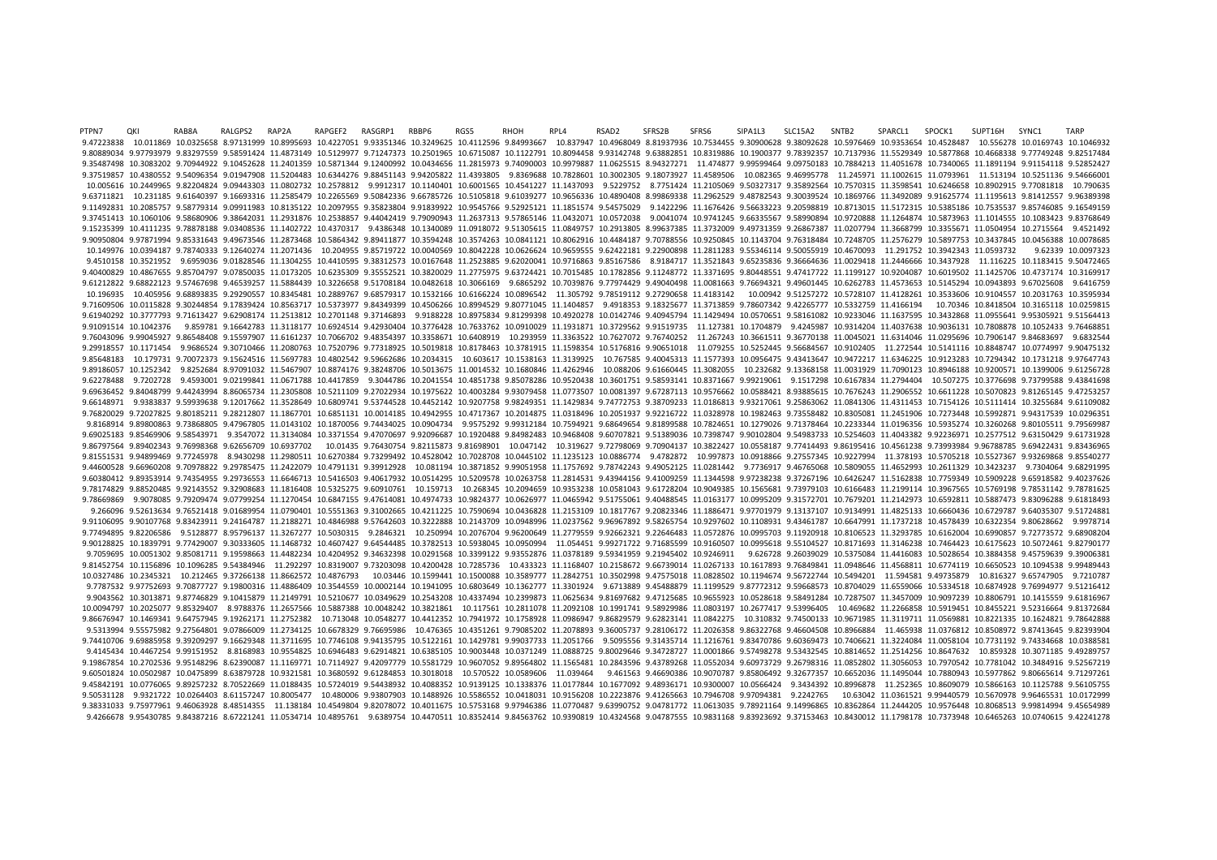| PTPN7 | QKI | RAB8A | RALGPS2 | RAP2A | RAPGEF2 | RASGRP1 | RBBP6 | RGS5 | RHOH | RPL4 | RSAD2 | SFRS2B | SFRS6 | SIPA1L3 | SLC15A2 | SNTB2 | SPARCL1 | SPOCK1 | SUPT16H | SYNC1 | TARP |
|---|---|---|---|---|---|---|---|---|---|---|---|---|---|---|---|---|---|---|---|---|---|
| 9.47223838 | 10.011869 | 10.0325658 | 8.97131999 | 10.8995693 | 10.4227051 | 9.93351346 | 10.3249625 | 10.4112596 | 9.84993667 | 10.837947 | 10.4968049 | 8.81937936 | 10.7534455 | 9.30900628 | 9.38092628 | 10.5976469 | 10.9353654 | 10.4528487 | 10.556278 | 10.0169743 | 10.1046932 |
| 9.80889034 | 9.97793979 | 9.83297559 | 9.58591424 | 11.4873149 | 10.5129977 | 9.71247373 | 10.2501965 | 10.6715087 | 10.1122791 | 10.8094458 | 9.93142748 | 9.63882851 | 10.8319886 | 10.1900377 | 9.78392357 | 10.7137936 | 11.5529349 | 10.5877868 | 10.4668338 | 9.77749248 | 9.82517484 |
| 9.35487498 | 10.3083202 | 9.70944922 | 9.10452628 | 11.2401359 | 10.5871344 | 9.12400992 | 10.0434656 | 11.2815973 | 9.74090003 | 10.9979887 | 11.0625515 | 8.94327271 | 11.474877 | 9.99599464 | 9.09750183 | 10.7884213 | 11.4051678 | 10.7340065 | 11.1891194 | 9.91154118 | 9.52852427 |
| 9.37519857 | 10.4380552 | 9.54096354 | 9.01947908 | 11.5204483 | 10.6344276 | 9.88451143 | 9.94205822 | 11.4393805 | 9.8369688 | 10.7828601 | 10.3002305 | 9.18073927 | 11.4589506 | 10.082365 | 9.46995778 | 11.245971 | 11.1002615 | 11.0793961 | 11.513194 | 10.5251136 | 9.54666001 |
| 10.005616 | 10.2449965 | 9.82204824 | 9.09443303 | 11.0802732 | 10.2578812 | 9.9912317 | 10.1140401 | 10.6001565 | 10.4541227 | 11.1437093 | 9.5229752 | 8.7751424 | 11.2105069 | 9.50327317 | 9.35892564 | 10.7570315 | 11.3598541 | 10.6246658 | 10.8902915 | 9.77081818 | 10.790635 |
| 9.63711821 | 10.231185 | 9.61640397 | 9.16693316 | 11.2585479 | 10.2265569 | 9.50842336 | 9.66785726 | 10.5105818 | 9.61039277 | 10.9656336 | 10.4890408 | 8.99869338 | 11.2962529 | 9.48782543 | 9.30039524 | 10.1869766 | 11.3492089 | 9.91625774 | 11.1195613 | 9.81412557 | 9.96389398 |
| 9.11492831 | 10.2085757 | 9.58779314 | 9.09911983 | 10.8135122 | 10.2097955 | 9.35823804 | 9.91839922 | 10.9545766 | 9.52925121 | 11.1851574 | 9.54575029 | 9.1422296 | 11.1676426 | 9.56633223 | 9.20598819 | 10.8713015 | 11.5172315 | 10.5385186 | 10.7535537 | 9.85746085 | 9.16549159 |
| 9.37451413 | 10.1060106 | 9.58680906 | 9.38642031 | 11.2931876 | 10.2538857 | 9.44042419 | 9.79090943 | 11.2637313 | 9.57865146 | 11.0432071 | 10.0572038 | 9.0041074 | 10.9741245 | 9.66335567 | 9.58990894 | 10.9720888 | 11.1264874 | 10.5873963 | 11.1014555 | 10.1083423 | 9.83768649 |
| 9.15235399 | 10.4111235 | 9.78878188 | 9.03408536 | 11.1402722 | 10.4370317 | 9.4386348 | 10.1340089 | 11.0918072 | 9.51305615 | 11.0849757 | 10.2913805 | 8.99637385 | 11.3732009 | 9.49731359 | 9.26867387 | 11.0207794 | 11.3668799 | 10.3355671 | 11.0504954 | 10.2715564 | 9.4521492 |
| 9.90950804 | 9.97871994 | 9.85331643 | 9.49673546 | 11.2873468 | 10.5864342 | 9.89411877 | 10.3594248 | 10.3574263 | 10.0841121 | 10.8062916 | 10.4484187 | 9.70788556 | 10.9250845 | 10.1143704 | 9.76318484 | 10.7248705 | 11.2576279 | 10.5897753 | 10.3437845 | 10.0456388 | 10.0078685 |
| 10.149976 | 10.0394187 | 9.78740333 | 9.12640274 | 11.2071436 | 10.204955 | 9.85719722 | 10.0040569 | 10.8042228 | 10.0626624 | 10.9659555 | 9.62422181 | 9.22900898 | 11.2811283 | 9.55346114 | 9.50055919 | 10.4670093 | 11.291752 | 10.3942343 | 11.0593732 | 9.62339 | 10.0097323 |
| 9.4510158 | 10.3521952 | 9.6959036 | 9.01828546 | 11.1304255 | 10.4410595 | 9.38312573 | 10.0167648 | 11.2523885 | 9.62020041 | 10.9716863 | 9.85167586 | 8.9184717 | 11.3521843 | 9.65235836 | 9.36664636 | 11.0029418 | 11.2446666 | 10.3437928 | 11.116225 | 10.1183415 | 9.50472465 |
| 9.40400829 | 10.4867655 | 9.85704797 | 9.07850035 | 11.0173205 | 10.6235309 | 9.35552521 | 10.3820029 | 11.2775975 | 9.63724421 | 10.7015485 | 10.1782856 | 9.11248772 | 11.3371695 | 9.80448551 | 9.47417722 | 11.1199127 | 10.9204087 | 10.6019502 | 11.1425706 | 10.4737174 | 10.3169917 |
| 9.61212822 | 9.68822123 | 9.57467698 | 9.46539257 | 11.5884439 | 10.3226658 | 9.51708184 | 10.0482618 | 10.3066169 | 9.6865292 | 10.7039876 | 9.77974429 | 9.49040498 | 11.0081663 | 9.76694321 | 9.49601445 | 10.6262783 | 11.4573653 | 10.5145294 | 10.0943893 | 9.67025608 | 9.6416759 |
| 10.196935 | 10.405956 | 9.68893835 | 9.29290557 | 10.8345481 | 10.2889767 | 9.68579317 | 10.1532166 | 10.6166224 | 10.0896542 | 11.305792 | 9.78519112 | 9.27290658 | 11.4183142 | 10.00942 | 9.51257272 | 10.5728107 | 11.4128261 | 10.3533606 | 10.9104557 | 10.2031763 | 10.3595934 |
| 9.71609506 | 10.0115828 | 9.30244854 | 9.17839424 | 10.8563717 | 10.5373977 | 9.84349399 | 10.4506266 | 10.8994529 | 9.80771045 | 11.1404857 | 9.4918353 | 9.18325677 | 11.3713859 | 9.78607342 | 9.42265777 | 10.5332759 | 11.4166194 | 10.70346 | 10.8418504 | 10.3165118 | 10.0259815 |
| 9.61940292 | 10.3777793 | 9.71613427 | 9.62908174 | 11.2513812 | 10.2701148 | 9.37146893 | 9.9188228 | 10.8975834 | 9.81299398 | 10.4920278 | 10.0142746 | 9.40945794 | 11.1429494 | 10.0570651 | 9.58161082 | 10.9233046 | 11.1637595 | 10.3432868 | 11.0955641 | 9.95305921 | 9.51564413 |
| 9.91091514 | 10.1042376 | 9.859781 | 9.16642783 | 11.3118177 | 10.6924514 | 9.42930404 | 10.3776428 | 10.7633762 | 10.0910029 | 11.1931871 | 10.3729562 | 9.91519735 | 11.127381 | 10.1704879 | 9.4245987 | 10.9314204 | 11.4037638 | 10.9036131 | 10.7808878 | 10.1052433 | 9.76468851 |
| 9.76043096 | 9.99045927 | 9.86548408 | 9.15597907 | 11.6161237 | 10.7066702 | 9.48354397 | 10.3358671 | 10.6408919 | 10.293959 | 11.3363522 | 10.7627072 | 9.76740252 | 11.267243 | 10.3661511 | 9.36770138 | 11.0045021 | 11.6314046 | 11.0295696 | 10.7906147 | 9.84683697 | 9.6832544 |
| 9.29918557 | 10.1171454 | 9.9686524 | 9.30710466 | 11.2080763 | 10.7520796 | 9.77318925 | 10.5019818 | 10.8178463 | 10.3781915 | 11.1598354 | 10.5176816 | 9.90651018 | 11.079255 | 10.5252445 | 9.56684567 | 10.9102405 | 11.272544 | 10.5141116 | 10.8848747 | 10.0774997 | 9.90475132 |
| 9.85648183 | 10.179731 | 9.70072373 | 9.15624516 | 11.5697783 | 10.4802542 | 9.59662686 | 10.2034315 | 10.603617 | 10.1538163 | 11.3139925 | 10.767585 | 9.40045313 | 11.1577393 | 10.0956475 | 9.43413647 | 10.9472217 | 11.6346225 | 10.9123283 | 10.7294342 | 10.1731218 | 9.97647743 |
| 9.89186057 | 10.1252342 | 9.8252684 | 8.97091032 | 11.5467907 | 10.8874176 | 9.38248706 | 10.5013675 | 11.0014532 | 10.1680846 | 11.4262946 | 10.088206 | 9.61660445 | 11.3082055 | 10.232682 | 9.13368158 | 11.0031929 | 11.7090123 | 10.8946188 | 10.9200571 | 10.1399006 | 9.61256728 |
| 9.62278488 | 9.7202728 | 9.4593001 | 9.02199841 | 11.0671788 | 10.4417859 | 9.3044786 | 10.2041554 | 10.4851738 | 9.85078286 | 10.9520438 | 10.3601751 | 9.58593141 | 10.8371667 | 9.99219061 | 9.1517298 | 10.6167834 | 11.2794404 | 10.507275 | 10.3776698 | 9.73799588 | 9.43841698 |
| 9.69636452 | 9.84048799 | 9.44243994 | 8.86065734 | 11.2305808 | 10.5211109 | 9.27022934 | 10.1975622 | 10.4003284 | 9.93079458 | 11.0773507 | 10.0081397 | 9.67287113 | 10.9576662 | 10.0588421 | 8.93885615 | 10.7676243 | 11.2906552 | 10.6611228 | 10.5070823 | 9.81265145 | 9.47253257 |
| 9.66148971 | 9.9383837 | 9.59939638 | 9.12017662 | 11.3528649 | 10.6809741 | 9.53744528 | 10.4452142 | 10.9207758 | 9.98249351 | 11.1429834 | 9.74772753 | 9.38709233 | 11.0186813 | 9.93217061 | 9.25863062 | 11.0841306 | 11.4311453 | 10.7154126 | 10.5111414 | 10.3255684 | 9.61109082 |
| 9.76820029 | 9.72027825 | 9.80185211 | 9.28212807 | 11.1867701 | 10.6851131 | 10.0014185 | 10.4942955 | 10.4717367 | 10.2014875 | 11.0318496 | 10.2051937 | 9.92216722 | 11.0328978 | 10.1982463 | 9.73558482 | 10.8305081 | 11.2451906 | 10.7273448 | 10.5992871 | 9.94317539 | 10.0296351 |
| 9.8168914 | 9.89800863 | 9.73868805 | 9.47967805 | 11.0143102 | 10.1870056 | 9.74434025 | 10.0904734 | 9.9575292 | 9.99312184 | 10.7594921 | 9.68649654 | 9.81899588 | 10.7824651 | 10.1279026 | 9.71378464 | 10.2233344 | 11.0196356 | 10.5935274 | 10.3260268 | 9.80105511 | 9.79569987 |
| 9.69025183 | 9.85469906 | 9.58543971 | 9.3547072 | 11.3134084 | 10.3371554 | 9.47070697 | 9.92096687 | 10.1920488 | 9.84982483 | 10.9468408 | 9.60707821 | 9.51389036 | 10.7398747 | 9.90102804 | 9.54983733 | 10.5254603 | 11.4043382 | 9.92236971 | 10.2577512 | 9.63150429 | 9.61731928 |
| 9.86797564 | 9.89402343 | 9.76998368 | 9.62656709 | 10.6937702 | 10.01435 | 9.76430754 | 9.82115873 | 9.81698901 | 10.047142 | 10.319627 | 9.72798069 | 9.70904137 | 10.3822427 | 10.0558187 | 9.77414493 | 9.86195416 | 10.4561238 | 9.73993984 | 9.96788785 | 9.69422431 | 9.83436965 |
| 9.81551531 | 9.94899469 | 9.77245978 | 8.9430298 | 11.2980511 | 10.6270384 | 9.73299492 | 10.4528042 | 10.7028708 | 10.0445102 | 11.1235123 | 10.0886774 | 9.4782872 | 10.997873 | 10.0918866 | 9.27557345 | 10.9227994 | 11.378193 | 10.5705218 | 10.5527367 | 9.93269868 | 9.85540277 |
| 9.44600528 | 9.66960208 | 9.70978822 | 9.29785475 | 11.2422079 | 10.4791131 | 9.39912928 | 10.081194 | 10.3871852 | 9.99051958 | 11.1757692 | 9.78742243 | 9.49052125 | 11.0281442 | 9.7736917 | 9.46765068 | 10.5809055 | 11.4652993 | 10.2611329 | 10.3423237 | 9.7304064 | 9.68291995 |
| 9.60380412 | 9.89353914 | 9.74354955 | 9.29736553 | 11.6646713 | 10.5416503 | 9.40617932 | 10.0514295 | 10.5209578 | 10.0263758 | 11.2814531 | 9.43944156 | 9.41009259 | 11.1344598 | 9.97238238 | 9.37267196 | 10.6426247 | 11.5162838 | 10.7759349 | 10.5909228 | 9.65918582 | 9.40237626 |
| 9.78174829 | 9.88520485 | 9.92143552 | 9.32908683 | 11.1816408 | 10.5325275 | 9.60910761 | 10.159713 | 10.268345 | 10.2094659 | 10.9353238 | 10.0581043 | 9.61728204 | 10.9049385 | 10.1565681 | 9.73979103 | 10.6166483 | 11.2199114 | 10.3967565 | 10.5769198 | 9.78531142 | 9.78781625 |
| 9.78669869 | 9.9078085 | 9.79209474 | 9.07799254 | 11.1270454 | 10.6847155 | 9.47614081 | 10.4974733 | 10.9824377 | 10.0626977 | 11.0465942 | 9.51755061 | 9.40488545 | 11.0163177 | 10.0995209 | 9.31572701 | 10.7679201 | 11.2142973 | 10.6592811 | 10.5887473 | 9.83096288 | 9.61818493 |
| 9.266096 | 9.52613634 | 9.76521418 | 9.01689954 | 11.0790401 | 10.5551363 | 9.31002665 | 10.4211225 | 10.7590694 | 10.0436828 | 11.2153109 | 10.1817767 | 9.20823346 | 11.1886471 | 9.97701979 | 9.13137107 | 10.9134991 | 11.4825133 | 10.6660436 | 10.6729787 | 9.64035307 | 9.51724881 |
| 9.91106095 | 9.90107768 | 9.83423911 | 9.24164787 | 11.2188271 | 10.4846988 | 9.57642603 | 10.3222888 | 10.2143709 | 10.0948996 | 11.0237562 | 9.96967892 | 9.58265754 | 10.9297602 | 10.1108931 | 9.43461787 | 10.6647991 | 11.1737218 | 10.4578439 | 10.6322354 | 9.80628662 | 9.9978714 |
| 9.77494895 | 9.82206586 | 9.5128877 | 8.95796137 | 11.3267277 | 10.5030315 | 9.2846321 | 10.250994 | 10.2076704 | 9.96200649 | 11.2779559 | 9.92662321 | 9.22646483 | 11.0572876 | 10.0995703 | 9.11920918 | 10.8106523 | 11.3293785 | 10.6162004 | 10.6990857 | 9.72773572 | 9.68908204 |
| 9.90128825 | 10.1839791 | 9.77429007 | 9.30333605 | 11.1468732 | 10.4607427 | 9.64544485 | 10.3782513 | 10.5938045 | 10.0950994 | 11.054451 | 9.99271722 | 9.71685599 | 10.9160507 | 10.0995618 | 9.55104527 | 10.8171693 | 11.3146238 | 10.7464423 | 10.6175623 | 10.5072461 | 9.82790177 |
| 9.7059695 | 10.0051302 | 9.85081711 | 9.19598663 | 11.4482234 | 10.4204952 | 9.34632398 | 10.0291568 | 10.3399122 | 9.93552876 | 11.0378189 | 9.59341959 | 9.21945402 | 10.9246911 | 9.626728 | 9.26039029 | 10.5375084 | 11.4416083 | 10.5028654 | 10.3884358 | 9.45759639 | 9.39006381 |
| 9.81452754 | 10.1156896 | 10.1096285 | 9.54384946 | 11.292297 | 10.8319007 | 9.73203098 | 10.4200428 | 10.7285736 | 10.433323 | 11.1168407 | 10.2158672 | 9.66739014 | 11.0267133 | 10.1617893 | 9.76849841 | 11.0948646 | 11.4568811 | 10.6774119 | 10.6650523 | 10.1094538 | 9.99489443 |
| 10.0327486 | 10.2345321 | 10.212465 | 9.37266138 | 11.8662572 | 10.4876793 | 10.03446 | 10.1599441 | 10.1500088 | 10.3589777 | 11.2842751 | 10.3502998 | 9.47575018 | 11.0828502 | 10.1194674 | 9.56722744 | 10.5494201 | 11.594581 | 9.49735879 | 10.816327 | 9.65747905 | 9.7210787 |
| 9.7787532 | 9.97752693 | 9.70877727 | 9.19800316 | 11.4886409 | 10.3544559 | 10.0002144 | 10.1941095 | 10.6803649 | 10.1362777 | 11.3301924 | 9.6713889 | 9.45488879 | 11.1199529 | 9.87772312 | 9.59668573 | 10.8704029 | 11.6559066 | 10.5334518 | 10.6874928 | 9.76994977 | 9.51216412 |
| 9.9043562 | 10.3013871 | 9.87746829 | 9.10415879 | 11.2149791 | 10.5210677 | 10.0349629 | 10.2543208 | 10.4337494 | 10.2399873 | 11.0625634 | 9.81697682 | 9.47125685 | 10.9655923 | 10.0528618 | 9.58491284 | 10.7287507 | 11.3457009 | 10.9097239 | 10.8806791 | 10.1415559 | 9.61816967 |
| 10.0094797 | 10.2025077 | 9.85329407 | 8.9788376 | 11.2657566 | 10.5887388 | 10.0048242 | 10.3821861 | 10.117561 | 10.2811078 | 11.2092108 | 10.1991741 | 9.58929986 | 11.0803197 | 10.2677417 | 9.53996405 | 10.469682 | 11.2266858 | 10.5919451 | 10.8455221 | 9.52316664 | 9.81372684 |
| 9.86676947 | 10.1469341 | 9.64757945 | 9.19262171 | 11.2752382 | 10.713048 | 10.0548277 | 10.4412352 | 10.7941972 | 10.1758928 | 11.0986947 | 9.86829579 | 9.62823141 | 11.0842275 | 10.310832 | 9.74500133 | 10.9671985 | 11.3119711 | 11.0569881 | 10.8221335 | 10.1624821 | 9.78642888 |
| 9.5313994 | 9.55575982 | 9.27564801 | 9.07866009 | 11.2734125 | 10.6678329 | 9.76695986 | 10.476365 | 10.4351261 | 9.79085202 | 11.2078893 | 9.36005737 | 9.28106172 | 11.2026358 | 9.86322768 | 9.46604508 | 10.8966884 | 11.465938 | 11.0376812 | 10.8508972 | 9.87413645 | 9.82393904 |
| 9.74410706 | 9.69885958 | 9.39209297 | 9.16629348 | 11.3711695 | 10.7746108 | 9.94135795 | 10.5122161 | 10.1429781 | 9.99037733 | 11.2051766 | 9.5095556 | 9.31435714 | 11.1216761 | 9.83470786 | 9.60369473 | 10.7406621 | 11.3224084 | 11.0058104 | 10.7731192 | 9.74334668 | 10.0388581 |
| 9.4145434 | 10.4467254 | 9.99151952 | 8.8168983 | 10.9554825 | 10.6946483 | 9.62914821 | 10.6385105 | 10.9003448 | 10.0371249 | 11.0888725 | 9.80029646 | 9.34728727 | 11.0001866 | 9.57498278 | 9.53432545 | 10.8814652 | 11.2514256 | 10.8647632 | 10.859328 | 10.3071185 | 9.49289757 |
| 9.19867854 | 10.2702536 | 9.95148296 | 8.62390087 | 11.1169771 | 10.7114927 | 9.42097779 | 10.5581729 | 10.9607052 | 9.89564802 | 11.1565481 | 10.2843596 | 9.43789268 | 11.0552034 | 9.60973729 | 9.26798316 | 11.0852802 | 11.3056053 | 10.7970542 | 10.7781042 | 10.3484916 | 9.52567219 |
| 9.60501824 | 10.0502987 | 10.0475899 | 8.63879728 | 10.9321581 | 10.3680592 | 9.61284853 | 10.3018018 | 10.570522 | 10.0589606 | 11.039464 | 9.461563 | 9.46690386 | 10.9070787 | 9.85806492 | 9.32677357 | 10.6652036 | 11.1495044 | 10.7880943 | 10.5977862 | 9.80665614 | 9.71297261 |
| 9.45842191 | 10.0776065 | 9.89257232 | 8.70522669 | 11.0188435 | 10.5724019 | 9.54438932 | 10.4088352 | 10.9139125 | 10.1338376 | 11.0177844 | 10.1677092 | 9.48936171 | 10.9300007 | 10.0566424 | 9.3434392 | 10.8996878 | 11.252365 | 10.8609079 | 10.5866163 | 10.1125788 | 9.56105755 |
| 9.50531128 | 9.9321722 | 10.0264403 | 8.61157247 | 10.8005477 | 10.480006 | 9.93807903 | 10.1488926 | 10.5586552 | 10.0418031 | 10.9156208 | 10.2223876 | 9.41265663 | 10.7946708 | 9.97094381 | 9.2242765 | 10.63042 | 11.0361521 | 9.99440579 | 10.5670978 | 9.96465531 | 10.0172999 |
| 9.38331033 | 9.75977961 | 9.46063928 | 8.48514355 | 11.138184 | 10.4549804 | 9.82078072 | 10.4011675 | 10.5753168 | 9.97946386 | 11.0770487 | 9.63990752 | 9.04781772 | 11.0613035 | 9.78921164 | 9.14996865 | 10.8362864 | 11.2444205 | 10.9576448 | 10.8068513 | 9.99814994 | 9.45654989 |
| 9.4266678 | 9.95430785 | 9.84387216 | 8.67221241 | 11.0534714 | 10.4895761 | 9.6389754 | 10.4470511 | 10.8352414 | 9.84563762 | 10.9390819 | 10.4324568 | 9.04787555 | 10.9831168 | 9.83923692 | 9.37153463 | 10.8430012 | 11.1798178 | 10.7373948 | 10.6465263 | 10.0740615 | 9.42241278 |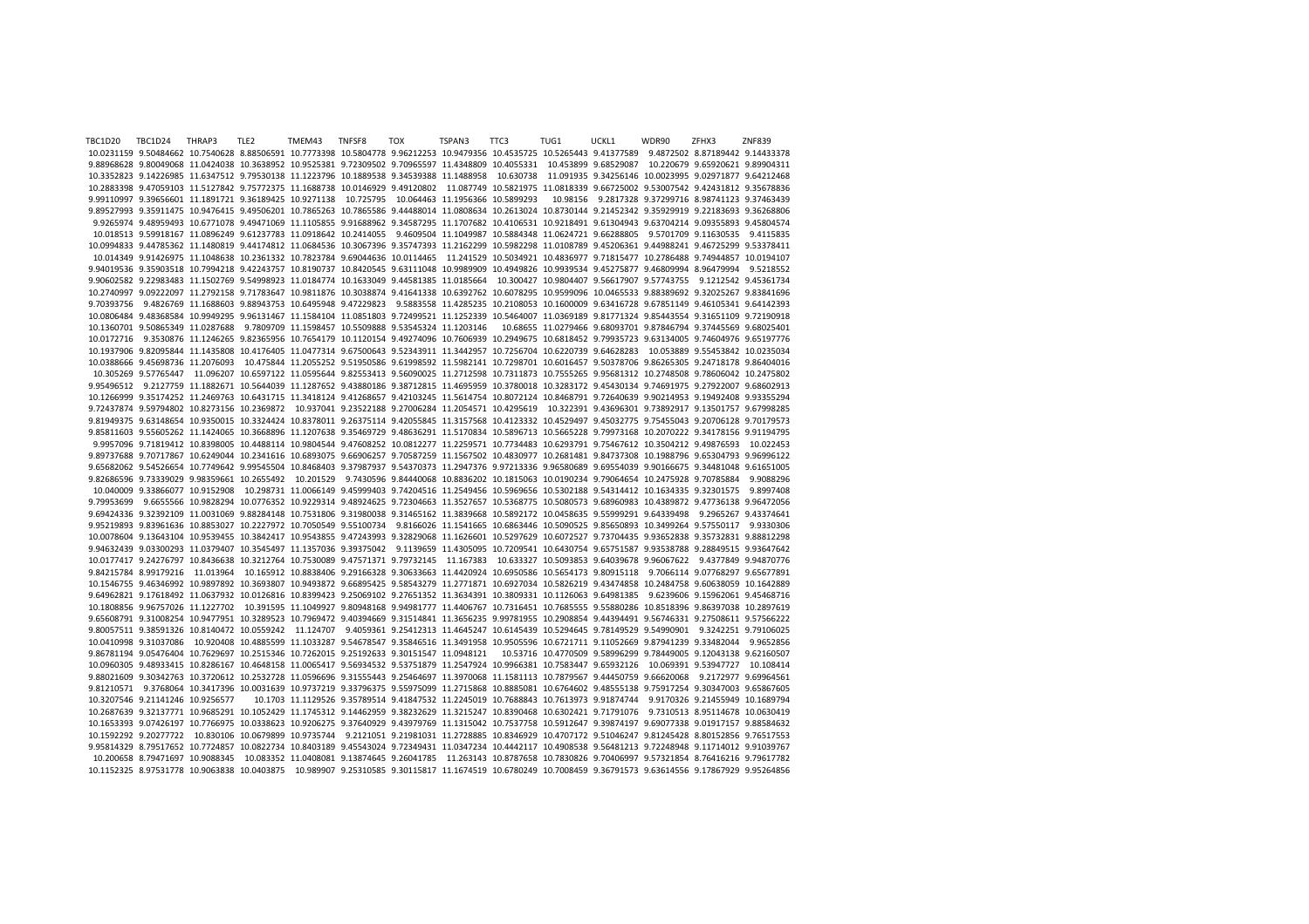| TBC1D20 | TBC1D24 | THRAP3 | TLE2 | TMEM43 | TNFSF8 | TOX | TSPAN3 | TTC3 | TUG1 | UCKL1 | WDR90 | ZFHX3 | ZNF839 |
|---|---|---|---|---|---|---|---|---|---|---|---|---|---|
| 10.0231159 | 9.50484662 | 10.7540628 | 8.88506591 | 10.7773398 | 10.5804778 | 9.96212253 | 10.9479356 | 10.4535725 | 10.5265443 | 9.41377589 | 9.4872502 | 8.87189442 | 9.14433378 |
| 9.88968628 | 9.80049068 | 11.0424038 | 10.3638952 | 10.9525381 | 9.72309502 | 9.70965597 | 11.4348809 | 10.4055331 | 10.453899 | 9.68529087 | 10.220679 | 9.65920621 | 9.89904311 |
| 10.3352823 | 9.14226985 | 11.6347512 | 9.79530138 | 11.1223796 | 10.1889538 | 9.34539388 | 11.1488958 | 10.630738 | 11.091935 | 9.34256146 | 10.0023995 | 9.02971877 | 9.64212468 |
| 10.2883398 | 9.47059103 | 11.5127842 | 9.75772375 | 11.1688738 | 10.0146929 | 9.49120802 | 11.087749 | 10.5821975 | 11.0818339 | 9.66725002 | 9.53007542 | 9.42431812 | 9.35678836 |
| 9.99110997 | 9.39656601 | 11.1891721 | 9.36189425 | 10.9271138 | 10.725795 | 10.064463 | 11.1956366 | 10.5899293 | 10.98156 | 9.2817328 | 9.37299716 | 8.98741123 | 9.37463439 |
| 9.89527993 | 9.35911475 | 10.9476415 | 9.49506201 | 10.7865263 | 10.7865586 | 9.44488014 | 11.0808634 | 10.2613024 | 10.8730144 | 9.21452342 | 9.35929919 | 9.22183693 | 9.36268806 |
| 9.9265974 | 9.48959493 | 10.6771078 | 9.49471069 | 11.1105855 | 9.91688962 | 9.34587295 | 11.1707682 | 10.4106531 | 10.9218491 | 9.61304943 | 9.63704214 | 9.09355893 | 9.45804574 |
| 10.018513 | 9.59918167 | 11.0896249 | 9.61237783 | 11.0918642 | 10.2414055 | 9.4609504 | 11.1049987 | 10.5884348 | 11.0624721 | 9.66288805 | 9.5701709 | 9.11630535 | 9.4115835 |
| 10.0994833 | 9.44785362 | 11.1480819 | 9.44174812 | 11.0684536 | 10.3067396 | 9.35747393 | 11.2162299 | 10.5982298 | 11.0108789 | 9.45206361 | 9.44988241 | 9.46725299 | 9.53378411 |
| 10.014349 | 9.91426975 | 11.1048638 | 10.2361332 | 10.7823784 | 9.69044636 | 10.0114465 | 11.241529 | 10.5034921 | 10.4836977 | 9.71815477 | 10.2786488 | 9.74944857 | 10.0194107 |
| 9.94019536 | 9.35903518 | 10.7994218 | 9.42243757 | 10.8190737 | 10.8420545 | 9.63111048 | 10.9989909 | 10.4949826 | 10.9939534 | 9.45275877 | 9.46809994 | 8.96479994 | 9.5218552 |
| 9.90602582 | 9.22983483 | 11.1502769 | 9.54998923 | 11.0184774 | 10.1633049 | 9.44581385 | 11.0185664 | 10.300427 | 10.9804407 | 9.56617907 | 9.57743755 | 9.1212542 | 9.45361734 |
| 10.2740997 | 9.09222097 | 11.2792158 | 9.71783647 | 10.9811876 | 10.3038874 | 9.41641338 | 10.6392762 | 10.6078295 | 10.9599096 | 10.0465533 | 9.88389692 | 9.32025267 | 9.83841696 |
| 9.70393756 | 9.4826769 | 11.1688603 | 9.88943753 | 10.6495948 | 9.47229823 | 9.5883558 | 11.4285235 | 10.2108053 | 10.1600009 | 9.63416728 | 9.67851149 | 9.46105341 | 9.64142393 |
| 10.0806484 | 9.48368584 | 10.9949295 | 9.96131467 | 11.1584104 | 11.0851803 | 9.72499521 | 11.1252339 | 10.5464007 | 11.0369189 | 9.81771324 | 9.85443554 | 9.31651109 | 9.72190918 |
| 10.1360701 | 9.50865349 | 11.0287688 | 9.7809709 | 11.1598457 | 10.5509888 | 9.53545324 | 11.1203146 | 10.68655 | 11.0279466 | 9.68093701 | 9.87846794 | 9.37445569 | 9.68025401 |
| 10.0172716 | 9.3530876 | 11.1246265 | 9.82365956 | 10.7654179 | 10.1120154 | 9.49274096 | 10.7606939 | 10.2949675 | 10.6818452 | 9.79935723 | 9.63134005 | 9.74604976 | 9.65197776 |
| 10.1937906 | 9.82095844 | 11.1435808 | 10.4176405 | 11.0477314 | 9.67500643 | 9.52343911 | 11.3442957 | 10.7256704 | 10.6220739 | 9.64628283 | 10.053889 | 9.55453842 | 10.0235034 |
| 10.0388666 | 9.45698736 | 11.2076093 | 10.475844 | 11.2055252 | 9.51950586 | 9.61998592 | 11.5982141 | 10.7298701 | 10.6016457 | 9.50378706 | 9.86265305 | 9.24718178 | 9.86404016 |
| 10.305269 | 9.57765447 | 11.096207 | 10.6597122 | 11.0595644 | 9.82553413 | 9.56090025 | 11.2712598 | 10.7311873 | 10.7555265 | 9.95681312 | 10.2748508 | 9.78606042 | 10.2475802 |
| 9.95496512 | 9.2127759 | 11.1882671 | 10.5644039 | 11.1287652 | 9.43880186 | 9.38712815 | 11.4695959 | 10.3780018 | 10.3283172 | 9.45430134 | 9.74691975 | 9.27922007 | 9.68602913 |
| 10.1266999 | 9.35174252 | 11.2469763 | 10.6431715 | 11.3418124 | 9.41268657 | 9.42103245 | 11.5614754 | 10.8072124 | 10.8468791 | 9.72640639 | 9.90214953 | 9.19492408 | 9.93355294 |
| 9.72437874 | 9.59794807 | 10.8273156 | 10.2369872 | 10.937041 | 9.23522188 | 9.27006284 | 11.2054571 | 10.4295619 | 10.322391 | 9.43696301 | 9.73892917 | 9.13501757 | 9.67998285 |
| 9.81949375 | 9.63148654 | 10.9350015 | 10.3324424 | 10.8378011 | 9.26375114 | 9.42055845 | 11.3157568 | 10.4123332 | 10.4529497 | 9.45032775 | 9.75455043 | 9.20706128 | 9.70179573 |
| 9.85811603 | 9.55605262 | 11.1424065 | 10.3668896 | 11.1207638 | 9.35469729 | 9.48636291 | 11.5170834 | 10.5896713 | 10.5665228 | 9.79973168 | 10.2070222 | 9.34178156 | 9.91194795 |
| 9.9957096 | 9.71819412 | 10.8398005 | 10.4488114 | 10.9804544 | 9.47608252 | 10.0812277 | 11.2259571 | 10.7734483 | 10.6293791 | 9.75467612 | 10.3504212 | 9.49876593 | 10.022453 |
| 9.89737688 | 9.70717867 | 10.6249044 | 10.2341616 | 10.6893075 | 9.66906257 | 9.70587259 | 11.1567502 | 10.4830977 | 10.2681481 | 9.84737308 | 10.1988796 | 9.65304793 | 9.96996122 |
| 9.65682062 | 9.54526654 | 10.7749642 | 9.99545504 | 10.8468403 | 9.37987937 | 9.54370373 | 11.2947376 | 9.97213336 | 9.96580689 | 9.69554039 | 9.90166675 | 9.34481048 | 9.61651005 |
| 9.82686596 | 9.73339029 | 9.98359661 | 10.2655492 | 10.201529 | 9.7430596 | 9.84440068 | 10.8836202 | 10.1815063 | 10.0190234 | 9.79064654 | 10.2475928 | 9.70785884 | 9.9088296 |
| 10.040009 | 9.33866077 | 10.9152908 | 10.298731 | 11.0066149 | 9.45999403 | 9.74204516 | 11.2549456 | 10.5969656 | 10.5302188 | 9.54314412 | 10.1634335 | 9.32301575 | 9.8997408 |
| 9.79953699 | 9.6655566 | 10.9828294 | 10.0776352 | 10.9229314 | 9.48924625 | 9.72304663 | 11.3527657 | 10.5368775 | 10.5080573 | 9.68960983 | 10.4389872 | 9.47736138 | 9.96472056 |
| 9.69424336 | 9.32392109 | 11.0031069 | 9.88284148 | 10.7531806 | 9.31980038 | 9.31465162 | 11.3839668 | 10.5892172 | 10.0458635 | 9.55999291 | 9.64339498 | 9.2965267 | 9.43374641 |
| 9.95219893 | 9.83961636 | 10.8853027 | 10.2227972 | 10.7050549 | 9.55100734 | 9.8166026 | 11.1541665 | 10.6863446 | 10.5090525 | 9.85650893 | 10.3499264 | 9.57550117 | 9.9330306 |
| 10.0078604 | 9.13643104 | 10.9539455 | 10.3842417 | 10.9543855 | 9.47243993 | 9.32829068 | 11.1626601 | 10.5297629 | 10.6072527 | 9.73704435 | 9.93652838 | 9.35732831 | 9.88812298 |
| 9.94632439 | 9.03300293 | 11.0379407 | 10.3545497 | 11.1357036 | 9.39375042 | 9.1139659 | 11.4305095 | 10.7209541 | 10.6430754 | 9.65751587 | 9.93538788 | 9.28849515 | 9.93647642 |
| 10.0177417 | 9.24276797 | 10.8436638 | 10.3212764 | 10.7530089 | 9.47571371 | 9.79732145 | 11.167383 | 10.633327 | 10.5093853 | 9.64039678 | 9.96067622 | 9.4377849 | 9.94870776 |
| 9.84215784 | 8.99179216 | 11.013964 | 10.165912 | 10.8838406 | 9.29166328 | 9.30633663 | 11.4420924 | 10.6950586 | 10.5654173 | 9.80915118 | 9.7066114 | 9.07768297 | 9.65677891 |
| 10.1546755 | 9.46346992 | 10.9897892 | 10.3693807 | 10.9493872 | 9.66895425 | 9.58543279 | 11.2771871 | 10.6927034 | 10.5826219 | 9.43474858 | 10.2484758 | 9.60638059 | 10.1642889 |
| 9.64962821 | 9.17618492 | 11.0637932 | 10.0126816 | 10.8399423 | 9.25069102 | 9.27651352 | 11.3634391 | 10.3809331 | 10.1126063 | 9.64981385 | 9.6239606 | 9.15962061 | 9.45468716 |
| 10.1808856 | 9.96757026 | 11.1227702 | 10.391595 | 11.1049927 | 9.80948168 | 9.94981777 | 11.4406767 | 10.7316451 | 10.7685555 | 9.55880286 | 10.8518396 | 9.86397038 | 10.2897619 |
| 9.65608791 | 9.31008254 | 10.9477951 | 10.3289523 | 10.7969472 | 9.40394669 | 9.31514841 | 11.3656235 | 9.99781955 | 10.2908854 | 9.44394491 | 9.56746331 | 9.27508611 | 9.57566222 |
| 9.80057511 | 9.38591326 | 10.8140472 | 10.0559242 | 11.124707 | 9.4059361 | 9.25412313 | 11.4645247 | 10.6145439 | 10.5294645 | 9.78149529 | 9.54990901 | 9.3242251 | 9.79106025 |
| 10.0410998 | 9.31037086 | 10.920408 | 10.4885599 | 11.1033287 | 9.54678547 | 9.35846516 | 11.3491958 | 10.9505596 | 10.6721711 | 9.11052669 | 9.87941239 | 9.33482044 | 9.9652856 |
| 9.86781194 | 9.05476404 | 10.7629697 | 10.2515346 | 10.7262015 | 9.25192633 | 9.30151547 | 11.0948121 | 10.53716 | 10.4770509 | 9.58996299 | 9.78449005 | 9.12043138 | 9.62160507 |
| 10.0960305 | 9.48933415 | 10.8286167 | 10.4648158 | 11.0065417 | 9.56934532 | 9.53751879 | 11.2547924 | 10.9966381 | 10.7583447 | 9.65932126 | 10.069391 | 9.53947727 | 10.108414 |
| 9.88021609 | 9.30342763 | 10.3720612 | 10.2532728 | 11.0596696 | 9.31555443 | 9.25464697 | 11.3970068 | 11.1581113 | 10.7879567 | 9.44450759 | 9.66620068 | 9.2172977 | 9.69964561 |
| 9.81210571 | 9.3768064 | 10.3417396 | 10.0031639 | 10.9737219 | 9.33796375 | 9.55975099 | 11.2715868 | 10.8885081 | 10.6764602 | 9.48555138 | 9.75917254 | 9.30347003 | 9.65867605 |
| 10.3207546 | 9.21141246 | 10.9256577 | 10.1703 | 11.1129526 | 9.35789514 | 9.41847532 | 11.2245019 | 10.7688843 | 10.7613973 | 9.91874744 | 9.9170326 | 9.21455949 | 10.1689794 |
| 10.2687639 | 9.32137771 | 10.9685291 | 10.1052429 | 11.1745312 | 9.14462959 | 9.38232629 | 11.3215247 | 10.8390468 | 10.6302421 | 9.71791076 | 9.7310513 | 8.95114678 | 10.0630419 |
| 10.1653393 | 9.07426197 | 10.7766975 | 10.0338623 | 10.9206275 | 9.37640929 | 9.43979769 | 11.1315042 | 10.7537758 | 10.5912647 | 9.39874197 | 9.69077338 | 9.01917157 | 9.88584632 |
| 10.1592292 | 9.20277722 | 10.830106 | 10.0679899 | 10.9735744 | 9.2121051 | 9.21981031 | 11.2728885 | 10.8346929 | 10.4707172 | 9.51046247 | 9.81245428 | 8.80152856 | 9.76517553 |
| 9.95814329 | 8.79517652 | 10.7724857 | 10.0822734 | 10.8403189 | 9.45543024 | 9.72349431 | 11.0347234 | 10.4442117 | 10.4908538 | 9.56481213 | 9.72248948 | 9.11714012 | 9.91039767 |
| 10.200658 | 8.79471697 | 10.9088345 | 10.083352 | 11.0408081 | 9.13874645 | 9.26041785 | 11.263143 | 10.8787658 | 10.7830826 | 9.70406997 | 9.57321854 | 8.76416216 | 9.79617782 |
| 10.1152325 | 8.97531778 | 10.9063838 | 10.0403875 | 10.989907 | 9.25310585 | 9.30115817 | 11.1674519 | 10.6780249 | 10.7008459 | 9.36791573 | 9.63614556 | 9.17867929 | 9.95264856 |